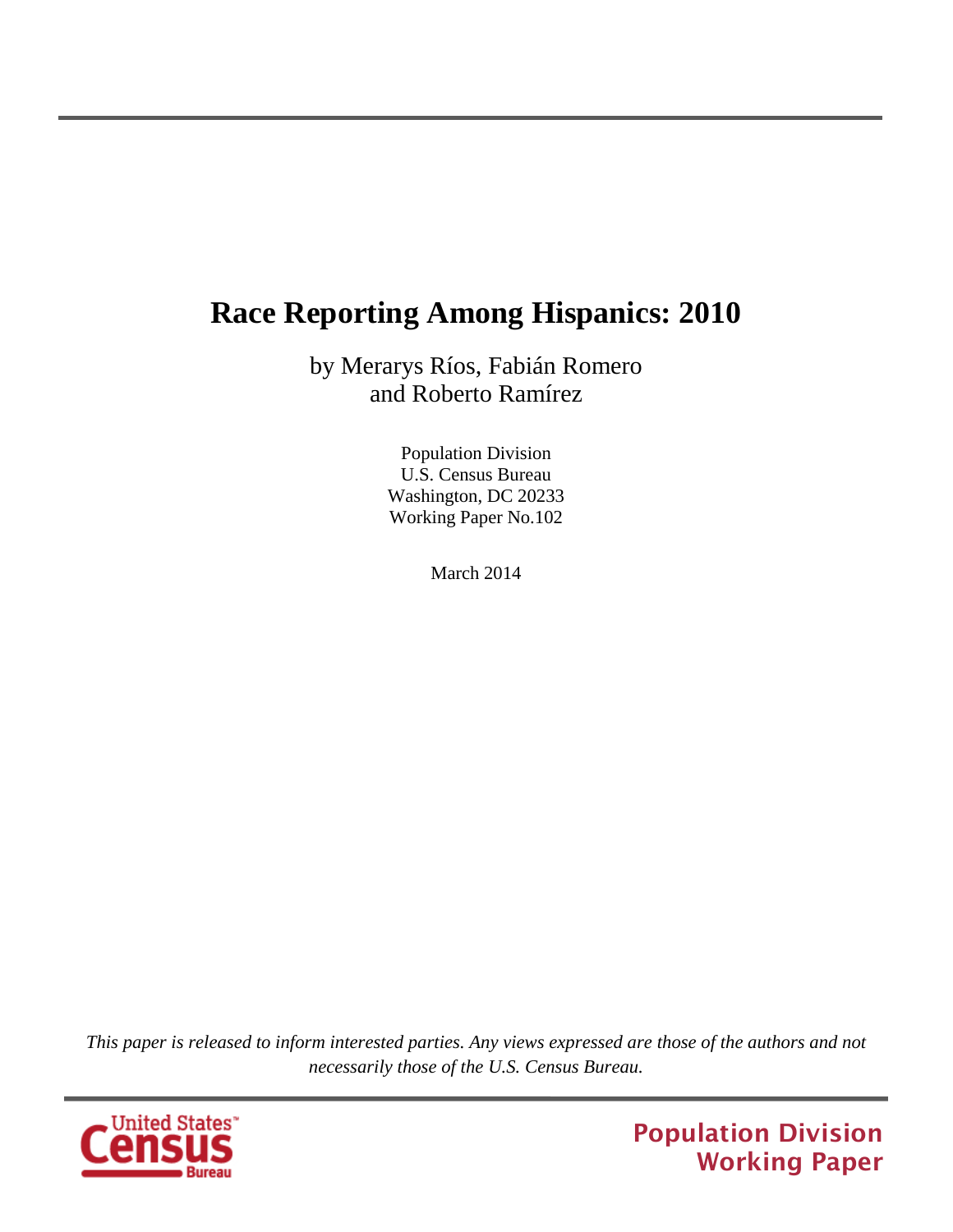# Race Reporting Among Hispanics: 2010

by Merarys Ríos, Fabián Romero
and Roberto Ramírez

Population Division
U.S. Census Bureau
Washington, DC 20233
Working Paper No.102

March 2014

*This paper is released to inform interested parties. Any views expressed are those of the authors and not necessarily those of the U.S. Census Bureau.*

United States Census Bureau

**Population Division Working Paper**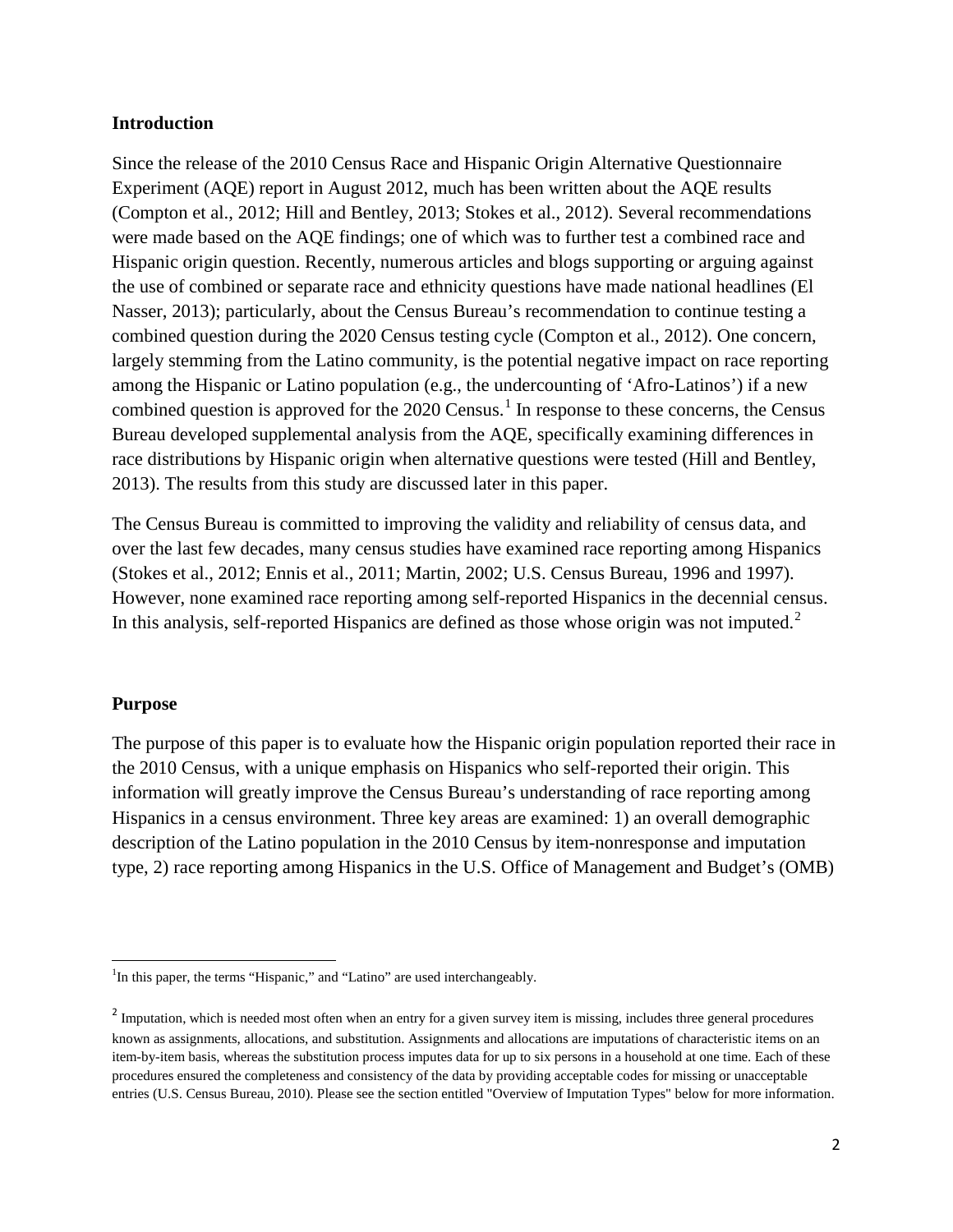**Introduction**

Since the release of the 2010 Census Race and Hispanic Origin Alternative Questionnaire Experiment (AQE) report in August 2012, much has been written about the AQE results (Compton et al., 2012; Hill and Bentley, 2013; Stokes et al., 2012). Several recommendations were made based on the AQE findings; one of which was to further test a combined race and Hispanic origin question. Recently, numerous articles and blogs supporting or arguing against the use of combined or separate race and ethnicity questions have made national headlines (El Nasser, 2013); particularly, about the Census Bureau's recommendation to continue testing a combined question during the 2020 Census testing cycle (Compton et al., 2012). One concern, largely stemming from the Latino community, is the potential negative impact on race reporting among the Hispanic or Latino population (e.g., the undercounting of 'Afro-Latinos') if a new combined question is approved for the 2020 Census.[1] In response to these concerns, the Census Bureau developed supplemental analysis from the AQE, specifically examining differences in race distributions by Hispanic origin when alternative questions were tested (Hill and Bentley, 2013). The results from this study are discussed later in this paper.

The Census Bureau is committed to improving the validity and reliability of census data, and over the last few decades, many census studies have examined race reporting among Hispanics (Stokes et al., 2012; Ennis et al., 2011; Martin, 2002; U.S. Census Bureau, 1996 and 1997). However, none examined race reporting among self-reported Hispanics in the decennial census. In this analysis, self-reported Hispanics are defined as those whose origin was not imputed.[2]

**Purpose**

The purpose of this paper is to evaluate how the Hispanic origin population reported their race in the 2010 Census, with a unique emphasis on Hispanics who self-reported their origin. This information will greatly improve the Census Bureau's understanding of race reporting among Hispanics in a census environment. Three key areas are examined: 1) an overall demographic description of the Latino population in the 2010 Census by item-nonresponse and imputation type, 2) race reporting among Hispanics in the U.S. Office of Management and Budget's (OMB)

---

[1] In this paper, the terms "Hispanic," and "Latino" are used interchangeably.

[2] Imputation, which is needed most often when an entry for a given survey item is missing, includes three general procedures known as assignments, allocations, and substitution. Assignments and allocations are imputations of characteristic items on an item-by-item basis, whereas the substitution process imputes data for up to six persons in a household at one time. Each of these procedures ensured the completeness and consistency of the data by providing acceptable codes for missing or unacceptable entries (U.S. Census Bureau, 2010). Please see the section entitled "Overview of Imputation Types" below for more information.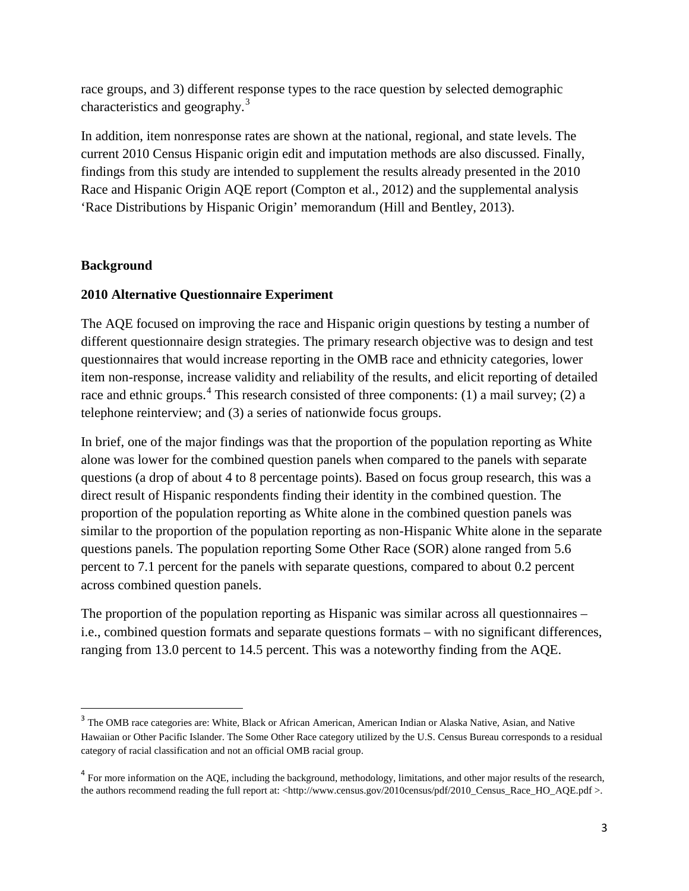race groups, and 3) different response types to the race question by selected demographic characteristics and geography.[3]

In addition, item nonresponse rates are shown at the national, regional, and state levels. The current 2010 Census Hispanic origin edit and imputation methods are also discussed. Finally, findings from this study are intended to supplement the results already presented in the 2010 Race and Hispanic Origin AQE report (Compton et al., 2012) and the supplemental analysis 'Race Distributions by Hispanic Origin' memorandum (Hill and Bentley, 2013).

## Background

### 2010 Alternative Questionnaire Experiment

The AQE focused on improving the race and Hispanic origin questions by testing a number of different questionnaire design strategies. The primary research objective was to design and test questionnaires that would increase reporting in the OMB race and ethnicity categories, lower item non-response, increase validity and reliability of the results, and elicit reporting of detailed race and ethnic groups.[4] This research consisted of three components: (1) a mail survey; (2) a telephone reinterview; and (3) a series of nationwide focus groups.

In brief, one of the major findings was that the proportion of the population reporting as White alone was lower for the combined question panels when compared to the panels with separate questions (a drop of about 4 to 8 percentage points). Based on focus group research, this was a direct result of Hispanic respondents finding their identity in the combined question. The proportion of the population reporting as White alone in the combined question panels was similar to the proportion of the population reporting as non-Hispanic White alone in the separate questions panels. The population reporting Some Other Race (SOR) alone ranged from 5.6 percent to 7.1 percent for the panels with separate questions, compared to about 0.2 percent across combined question panels.

The proportion of the population reporting as Hispanic was similar across all questionnaires – i.e., combined question formats and separate questions formats – with no significant differences, ranging from 13.0 percent to 14.5 percent. This was a noteworthy finding from the AQE.

---

[3] The OMB race categories are: White, Black or African American, American Indian or Alaska Native, Asian, and Native Hawaiian or Other Pacific Islander. The Some Other Race category utilized by the U.S. Census Bureau corresponds to a residual category of racial classification and not an official OMB racial group.

[4] For more information on the AQE, including the background, methodology, limitations, and other major results of the research, the authors recommend reading the full report at: <http://www.census.gov/2010census/pdf/2010_Census_Race_HO_AQE.pdf >.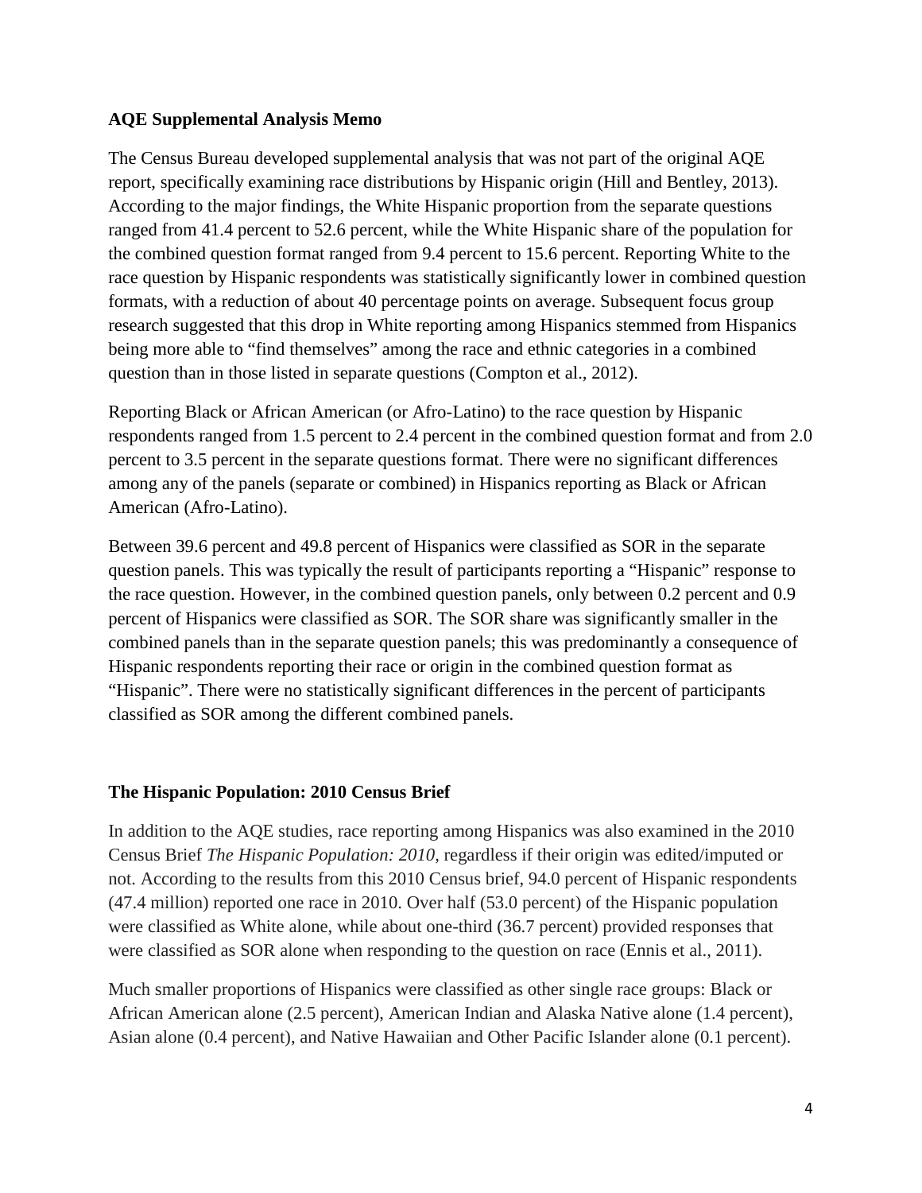**AQE Supplemental Analysis Memo**

The Census Bureau developed supplemental analysis that was not part of the original AQE report, specifically examining race distributions by Hispanic origin (Hill and Bentley, 2013). According to the major findings, the White Hispanic proportion from the separate questions ranged from 41.4 percent to 52.6 percent, while the White Hispanic share of the population for the combined question format ranged from 9.4 percent to 15.6 percent. Reporting White to the race question by Hispanic respondents was statistically significantly lower in combined question formats, with a reduction of about 40 percentage points on average. Subsequent focus group research suggested that this drop in White reporting among Hispanics stemmed from Hispanics being more able to "find themselves" among the race and ethnic categories in a combined question than in those listed in separate questions (Compton et al., 2012).

Reporting Black or African American (or Afro-Latino) to the race question by Hispanic respondents ranged from 1.5 percent to 2.4 percent in the combined question format and from 2.0 percent to 3.5 percent in the separate questions format. There were no significant differences among any of the panels (separate or combined) in Hispanics reporting as Black or African American (Afro-Latino).

Between 39.6 percent and 49.8 percent of Hispanics were classified as SOR in the separate question panels. This was typically the result of participants reporting a "Hispanic" response to the race question. However, in the combined question panels, only between 0.2 percent and 0.9 percent of Hispanics were classified as SOR. The SOR share was significantly smaller in the combined panels than in the separate question panels; this was predominantly a consequence of Hispanic respondents reporting their race or origin in the combined question format as "Hispanic". There were no statistically significant differences in the percent of participants classified as SOR among the different combined panels.

**The Hispanic Population: 2010 Census Brief**

In addition to the AQE studies, race reporting among Hispanics was also examined in the 2010 Census Brief *The Hispanic Population: 2010*, regardless if their origin was edited/imputed or not. According to the results from this 2010 Census brief, 94.0 percent of Hispanic respondents (47.4 million) reported one race in 2010. Over half (53.0 percent) of the Hispanic population were classified as White alone, while about one-third (36.7 percent) provided responses that were classified as SOR alone when responding to the question on race (Ennis et al., 2011).

Much smaller proportions of Hispanics were classified as other single race groups: Black or African American alone (2.5 percent), American Indian and Alaska Native alone (1.4 percent), Asian alone (0.4 percent), and Native Hawaiian and Other Pacific Islander alone (0.1 percent).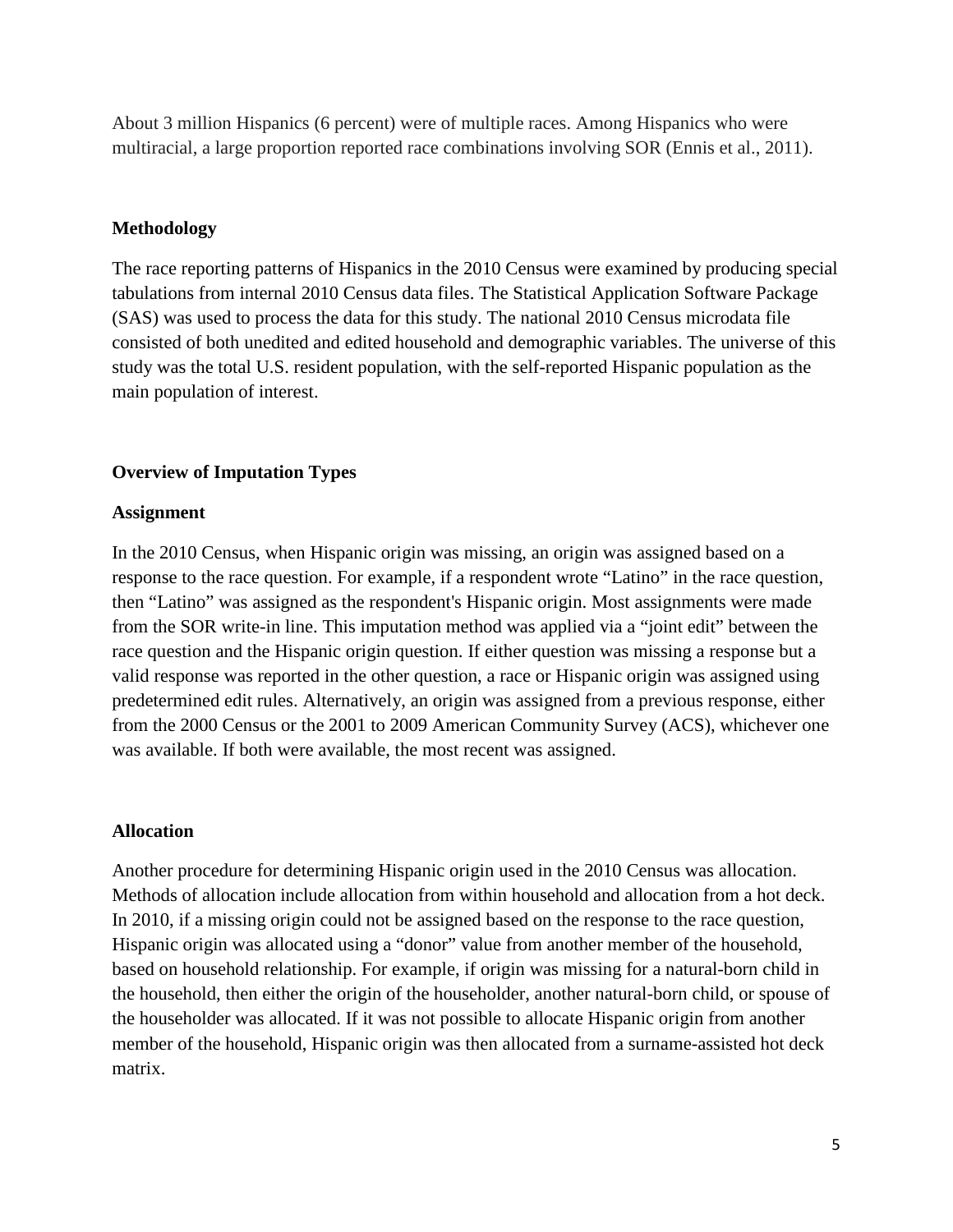About 3 million Hispanics (6 percent) were of multiple races. Among Hispanics who were multiracial, a large proportion reported race combinations involving SOR (Ennis et al., 2011).

## Methodology

The race reporting patterns of Hispanics in the 2010 Census were examined by producing special tabulations from internal 2010 Census data files. The Statistical Application Software Package (SAS) was used to process the data for this study. The national 2010 Census microdata file consisted of both unedited and edited household and demographic variables. The universe of this study was the total U.S. resident population, with the self-reported Hispanic population as the main population of interest.

## Overview of Imputation Types

### Assignment

In the 2010 Census, when Hispanic origin was missing, an origin was assigned based on a response to the race question. For example, if a respondent wrote "Latino" in the race question, then "Latino" was assigned as the respondent's Hispanic origin. Most assignments were made from the SOR write-in line. This imputation method was applied via a "joint edit" between the race question and the Hispanic origin question. If either question was missing a response but a valid response was reported in the other question, a race or Hispanic origin was assigned using predetermined edit rules. Alternatively, an origin was assigned from a previous response, either from the 2000 Census or the 2001 to 2009 American Community Survey (ACS), whichever one was available. If both were available, the most recent was assigned.

### Allocation

Another procedure for determining Hispanic origin used in the 2010 Census was allocation. Methods of allocation include allocation from within household and allocation from a hot deck. In 2010, if a missing origin could not be assigned based on the response to the race question, Hispanic origin was allocated using a "donor" value from another member of the household, based on household relationship. For example, if origin was missing for a natural-born child in the household, then either the origin of the householder, another natural-born child, or spouse of the householder was allocated. If it was not possible to allocate Hispanic origin from another member of the household, Hispanic origin was then allocated from a surname-assisted hot deck matrix.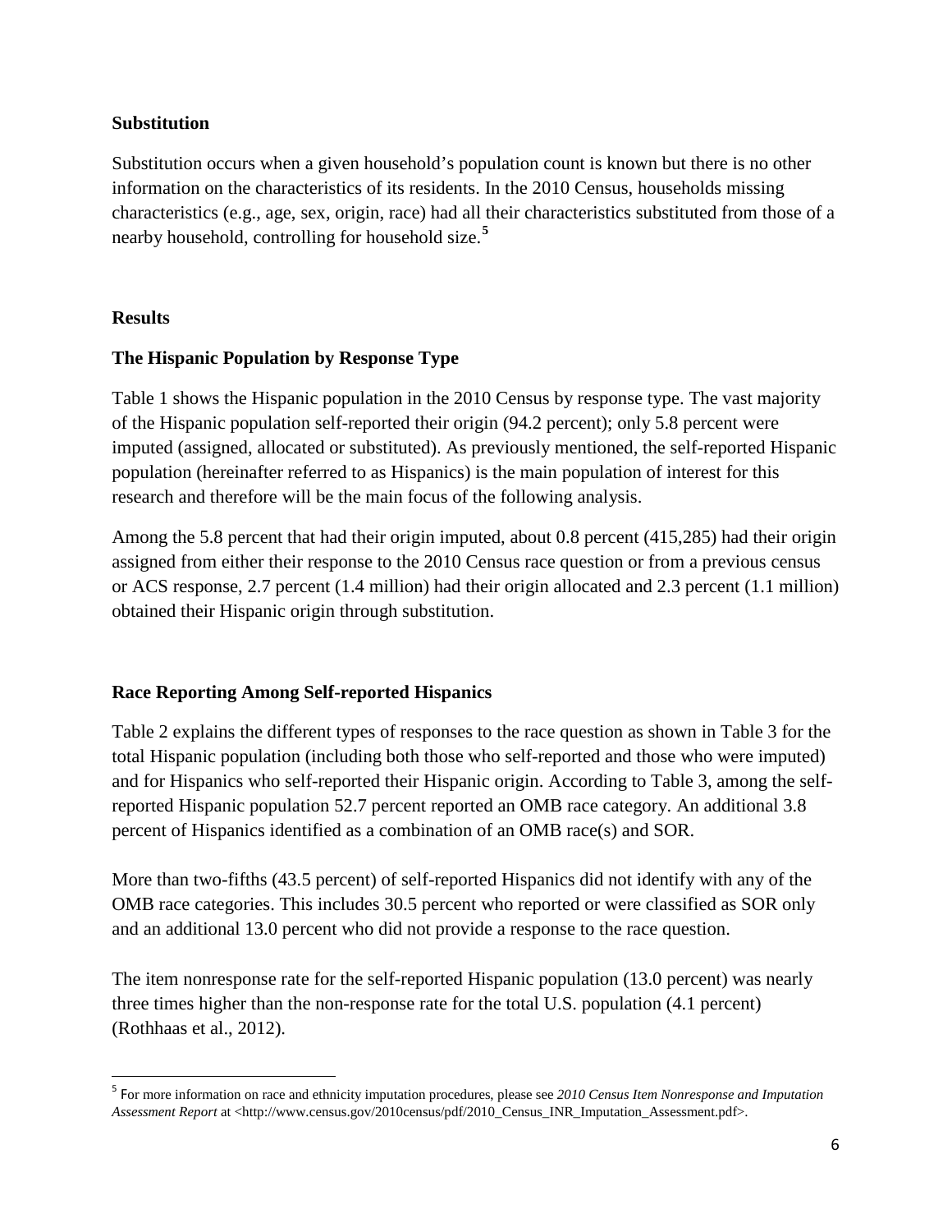**Substitution**

Substitution occurs when a given household's population count is known but there is no other information on the characteristics of its residents. In the 2010 Census, households missing characteristics (e.g., age, sex, origin, race) had all their characteristics substituted from those of a nearby household, controlling for household size.[5]

**Results**

**The Hispanic Population by Response Type**

Table 1 shows the Hispanic population in the 2010 Census by response type. The vast majority of the Hispanic population self-reported their origin (94.2 percent); only 5.8 percent were imputed (assigned, allocated or substituted). As previously mentioned, the self-reported Hispanic population (hereinafter referred to as Hispanics) is the main population of interest for this research and therefore will be the main focus of the following analysis.

Among the 5.8 percent that had their origin imputed, about 0.8 percent (415,285) had their origin assigned from either their response to the 2010 Census race question or from a previous census or ACS response, 2.7 percent (1.4 million) had their origin allocated and 2.3 percent (1.1 million) obtained their Hispanic origin through substitution.

**Race Reporting Among Self-reported Hispanics**

Table 2 explains the different types of responses to the race question as shown in Table 3 for the total Hispanic population (including both those who self-reported and those who were imputed) and for Hispanics who self-reported their Hispanic origin. According to Table 3, among the self-reported Hispanic population 52.7 percent reported an OMB race category. An additional 3.8 percent of Hispanics identified as a combination of an OMB race(s) and SOR.

More than two-fifths (43.5 percent) of self-reported Hispanics did not identify with any of the OMB race categories. This includes 30.5 percent who reported or were classified as SOR only and an additional 13.0 percent who did not provide a response to the race question.

The item nonresponse rate for the self-reported Hispanic population (13.0 percent) was nearly three times higher than the non-response rate for the total U.S. population (4.1 percent) (Rothhaas et al., 2012).

[5] For more information on race and ethnicity imputation procedures, please see *2010 Census Item Nonresponse and Imputation Assessment Report* at <http://www.census.gov/2010census/pdf/2010_Census_INR_Imputation_Assessment.pdf>.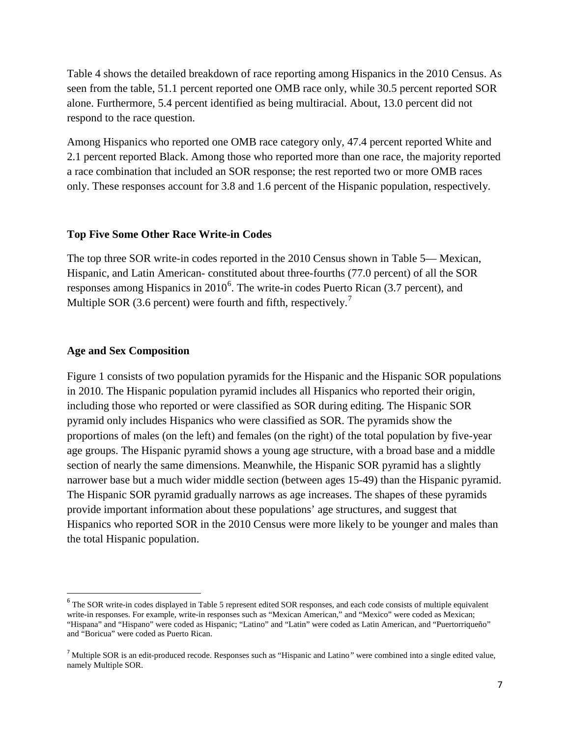Table 4 shows the detailed breakdown of race reporting among Hispanics in the 2010 Census. As seen from the table, 51.1 percent reported one OMB race only, while 30.5 percent reported SOR alone. Furthermore, 5.4 percent identified as being multiracial. About, 13.0 percent did not respond to the race question.

Among Hispanics who reported one OMB race category only, 47.4 percent reported White and 2.1 percent reported Black. Among those who reported more than one race, the majority reported a race combination that included an SOR response; the rest reported two or more OMB races only. These responses account for 3.8 and 1.6 percent of the Hispanic population, respectively.

### Top Five Some Other Race Write-in Codes

The top three SOR write-in codes reported in the 2010 Census shown in Table 5— Mexican, Hispanic, and Latin American- constituted about three-fourths (77.0 percent) of all the SOR responses among Hispanics in 2010[6]. The write-in codes Puerto Rican (3.7 percent), and Multiple SOR (3.6 percent) were fourth and fifth, respectively.[7]

### Age and Sex Composition

Figure 1 consists of two population pyramids for the Hispanic and the Hispanic SOR populations in 2010. The Hispanic population pyramid includes all Hispanics who reported their origin, including those who reported or were classified as SOR during editing. The Hispanic SOR pyramid only includes Hispanics who were classified as SOR. The pyramids show the proportions of males (on the left) and females (on the right) of the total population by five-year age groups. The Hispanic pyramid shows a young age structure, with a broad base and a middle section of nearly the same dimensions. Meanwhile, the Hispanic SOR pyramid has a slightly narrower base but a much wider middle section (between ages 15-49) than the Hispanic pyramid. The Hispanic SOR pyramid gradually narrows as age increases. The shapes of these pyramids provide important information about these populations' age structures, and suggest that Hispanics who reported SOR in the 2010 Census were more likely to be younger and males than the total Hispanic population.

---

[6] The SOR write-in codes displayed in Table 5 represent edited SOR responses, and each code consists of multiple equivalent write-in responses. For example, write-in responses such as "Mexican American," and "Mexico" were coded as Mexican; "Hispana" and "Hispano" were coded as Hispanic; "Latino" and "Latin" were coded as Latin American, and "Puertorriqueño" and "Boricua" were coded as Puerto Rican.

[7] Multiple SOR is an edit-produced recode. Responses such as "Hispanic and Latino" were combined into a single edited value, namely Multiple SOR.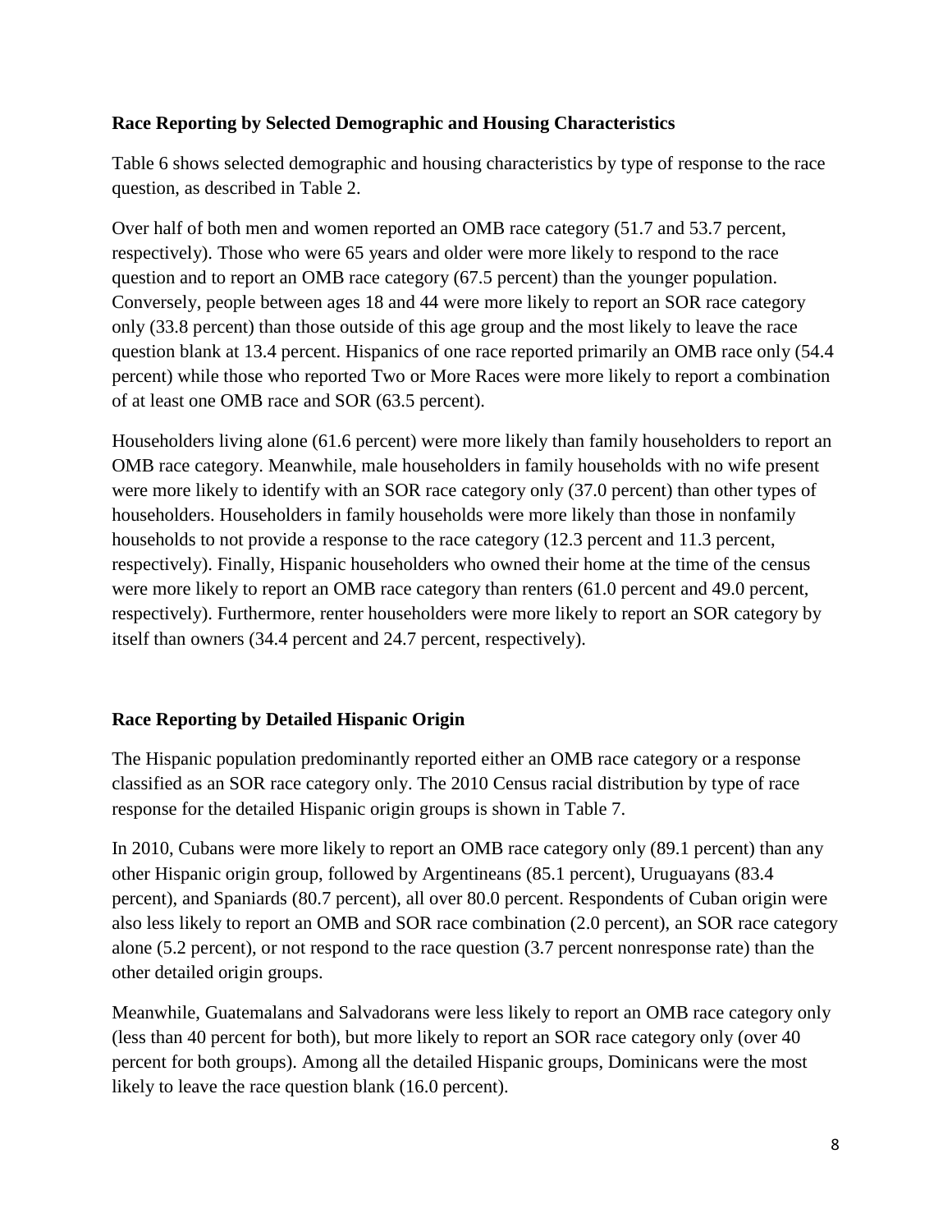### Race Reporting by Selected Demographic and Housing Characteristics

Table 6 shows selected demographic and housing characteristics by type of response to the race question, as described in Table 2.

Over half of both men and women reported an OMB race category (51.7 and 53.7 percent, respectively). Those who were 65 years and older were more likely to respond to the race question and to report an OMB race category (67.5 percent) than the younger population. Conversely, people between ages 18 and 44 were more likely to report an SOR race category only (33.8 percent) than those outside of this age group and the most likely to leave the race question blank at 13.4 percent. Hispanics of one race reported primarily an OMB race only (54.4 percent) while those who reported Two or More Races were more likely to report a combination of at least one OMB race and SOR (63.5 percent).

Householders living alone (61.6 percent) were more likely than family householders to report an OMB race category. Meanwhile, male householders in family households with no wife present were more likely to identify with an SOR race category only (37.0 percent) than other types of householders. Householders in family households were more likely than those in nonfamily households to not provide a response to the race category (12.3 percent and 11.3 percent, respectively). Finally, Hispanic householders who owned their home at the time of the census were more likely to report an OMB race category than renters (61.0 percent and 49.0 percent, respectively). Furthermore, renter householders were more likely to report an SOR category by itself than owners (34.4 percent and 24.7 percent, respectively).

### Race Reporting by Detailed Hispanic Origin

The Hispanic population predominantly reported either an OMB race category or a response classified as an SOR race category only. The 2010 Census racial distribution by type of race response for the detailed Hispanic origin groups is shown in Table 7.

In 2010, Cubans were more likely to report an OMB race category only (89.1 percent) than any other Hispanic origin group, followed by Argentineans (85.1 percent), Uruguayans (83.4 percent), and Spaniards (80.7 percent), all over 80.0 percent. Respondents of Cuban origin were also less likely to report an OMB and SOR race combination (2.0 percent), an SOR race category alone (5.2 percent), or not respond to the race question (3.7 percent nonresponse rate) than the other detailed origin groups.

Meanwhile, Guatemalans and Salvadorans were less likely to report an OMB race category only (less than 40 percent for both), but more likely to report an SOR race category only (over 40 percent for both groups). Among all the detailed Hispanic groups, Dominicans were the most likely to leave the race question blank (16.0 percent).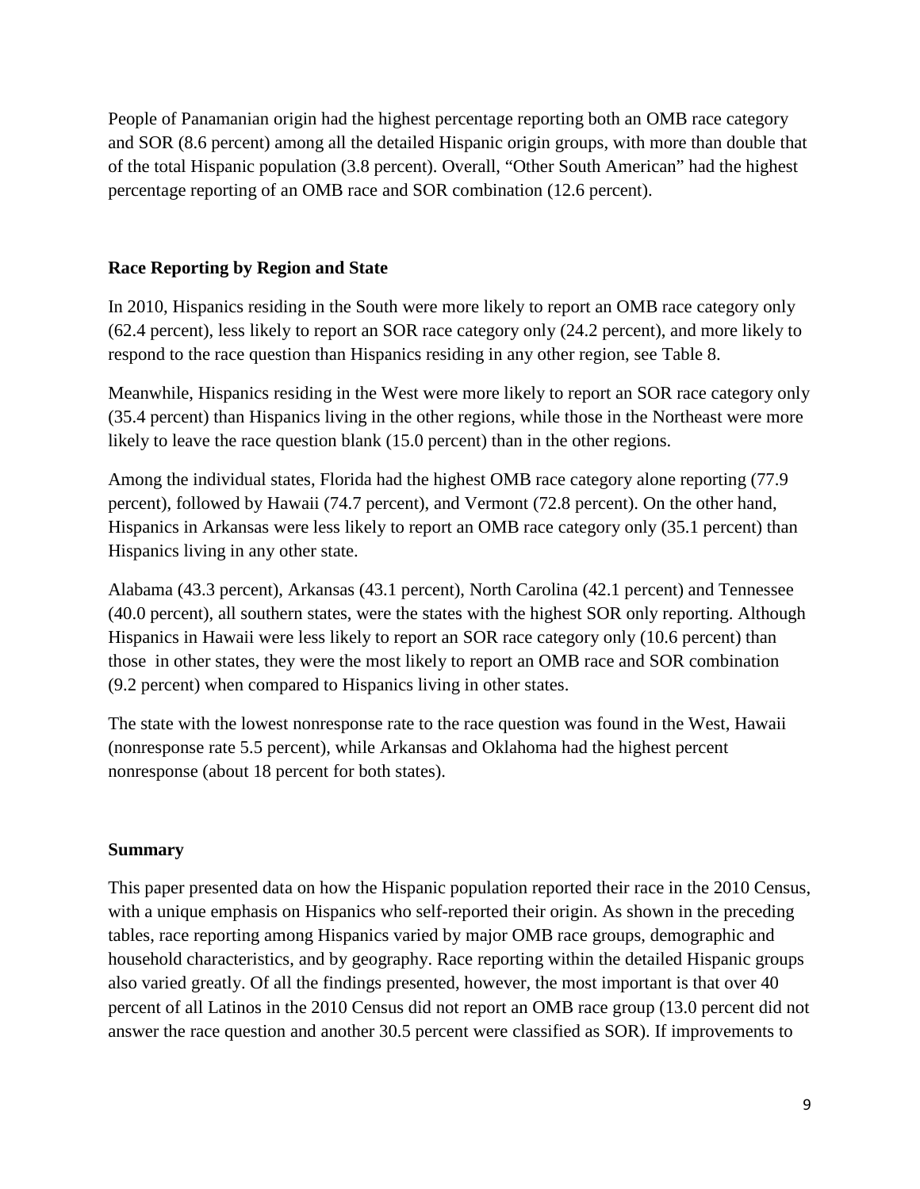People of Panamanian origin had the highest percentage reporting both an OMB race category and SOR (8.6 percent) among all the detailed Hispanic origin groups, with more than double that of the total Hispanic population (3.8 percent). Overall, "Other South American" had the highest percentage reporting of an OMB race and SOR combination (12.6 percent).

**Race Reporting by Region and State**

In 2010, Hispanics residing in the South were more likely to report an OMB race category only (62.4 percent), less likely to report an SOR race category only (24.2 percent), and more likely to respond to the race question than Hispanics residing in any other region, see Table 8.

Meanwhile, Hispanics residing in the West were more likely to report an SOR race category only (35.4 percent) than Hispanics living in the other regions, while those in the Northeast were more likely to leave the race question blank (15.0 percent) than in the other regions.

Among the individual states, Florida had the highest OMB race category alone reporting (77.9 percent), followed by Hawaii (74.7 percent), and Vermont (72.8 percent). On the other hand, Hispanics in Arkansas were less likely to report an OMB race category only (35.1 percent) than Hispanics living in any other state.

Alabama (43.3 percent), Arkansas (43.1 percent), North Carolina (42.1 percent) and Tennessee (40.0 percent), all southern states, were the states with the highest SOR only reporting. Although Hispanics in Hawaii were less likely to report an SOR race category only (10.6 percent) than those in other states, they were the most likely to report an OMB race and SOR combination (9.2 percent) when compared to Hispanics living in other states.

The state with the lowest nonresponse rate to the race question was found in the West, Hawaii (nonresponse rate 5.5 percent), while Arkansas and Oklahoma had the highest percent nonresponse (about 18 percent for both states).

**Summary**

This paper presented data on how the Hispanic population reported their race in the 2010 Census, with a unique emphasis on Hispanics who self-reported their origin. As shown in the preceding tables, race reporting among Hispanics varied by major OMB race groups, demographic and household characteristics, and by geography. Race reporting within the detailed Hispanic groups also varied greatly. Of all the findings presented, however, the most important is that over 40 percent of all Latinos in the 2010 Census did not report an OMB race group (13.0 percent did not answer the race question and another 30.5 percent were classified as SOR). If improvements to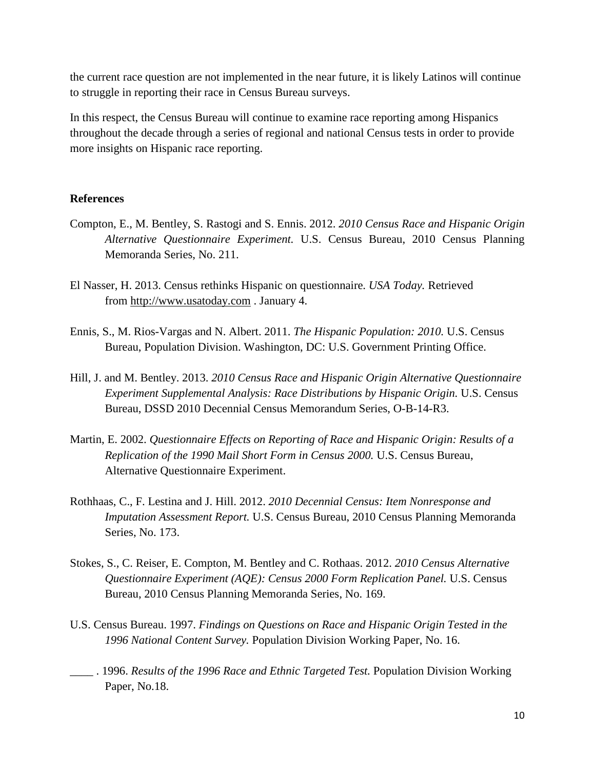the current race question are not implemented in the near future, it is likely Latinos will continue to struggle in reporting their race in Census Bureau surveys.

In this respect, the Census Bureau will continue to examine race reporting among Hispanics throughout the decade through a series of regional and national Census tests in order to provide more insights on Hispanic race reporting.

**References**

Compton, E., M. Bentley, S. Rastogi and S. Ennis. 2012. *2010 Census Race and Hispanic Origin Alternative Questionnaire Experiment.* U.S. Census Bureau, 2010 Census Planning Memoranda Series, No. 211.

El Nasser, H. 2013. Census rethinks Hispanic on questionnaire. *USA Today.* Retrieved from http://www.usatoday.com . January 4.

Ennis, S., M. Rios-Vargas and N. Albert. 2011. *The Hispanic Population: 2010.* U.S. Census Bureau, Population Division. Washington, DC: U.S. Government Printing Office.

Hill, J. and M. Bentley. 2013. *2010 Census Race and Hispanic Origin Alternative Questionnaire Experiment Supplemental Analysis: Race Distributions by Hispanic Origin.* U.S. Census Bureau, DSSD 2010 Decennial Census Memorandum Series, O-B-14-R3.

Martin, E. 2002. *Questionnaire Effects on Reporting of Race and Hispanic Origin: Results of a Replication of the 1990 Mail Short Form in Census 2000.* U.S. Census Bureau, Alternative Questionnaire Experiment.

Rothhaas, C., F. Lestina and J. Hill. 2012. *2010 Decennial Census: Item Nonresponse and Imputation Assessment Report.* U.S. Census Bureau, 2010 Census Planning Memoranda Series, No. 173.

Stokes, S., C. Reiser, E. Compton, M. Bentley and C. Rothaas. 2012. *2010 Census Alternative Questionnaire Experiment (AQE): Census 2000 Form Replication Panel.* U.S. Census Bureau, 2010 Census Planning Memoranda Series, No. 169.

U.S. Census Bureau. 1997. *Findings on Questions on Race and Hispanic Origin Tested in the 1996 National Content Survey.* Population Division Working Paper, No. 16.

____ . 1996. *Results of the 1996 Race and Ethnic Targeted Test.* Population Division Working Paper, No.18.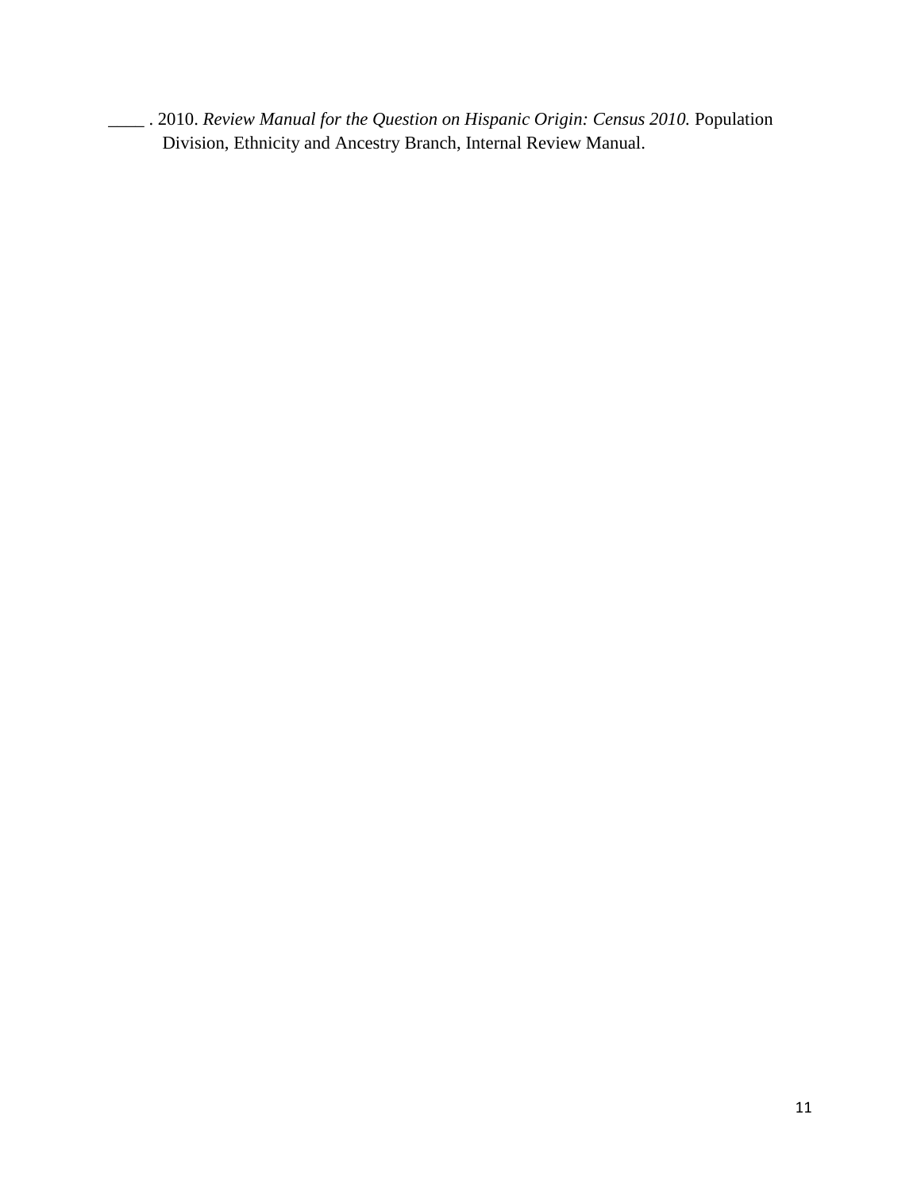____ . 2010. *Review Manual for the Question on Hispanic Origin: Census 2010.* Population Division, Ethnicity and Ancestry Branch, Internal Review Manual.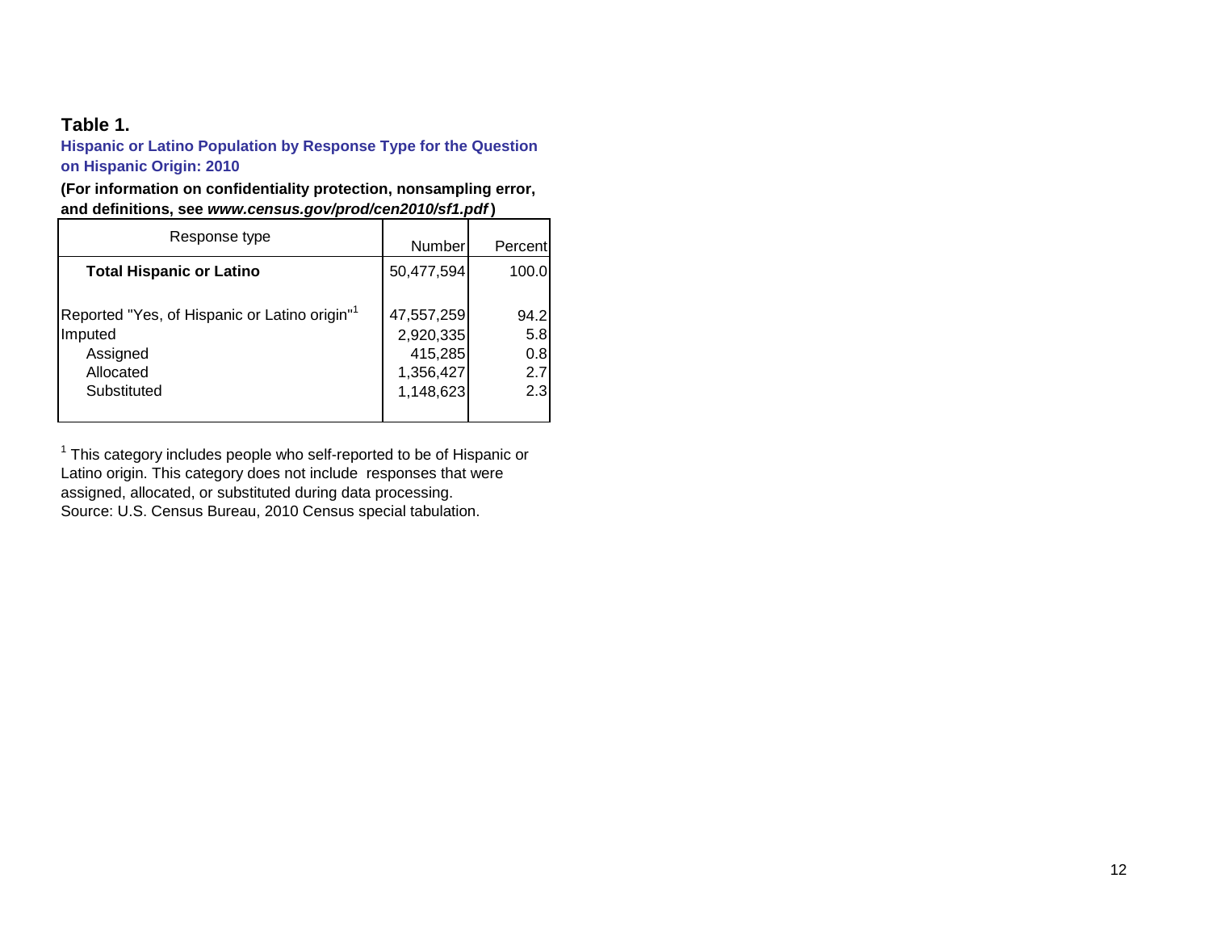**Table 1.**

**Hispanic or Latino Population by Response Type for the Question on Hispanic Origin: 2010**

**(For information on confidentiality protection, nonsampling error, and definitions, see *www.census.gov/prod/cen2010/sf1.pdf*)**

| Response type | Number | Percent |
|---|---|---|
| **Total Hispanic or Latino** | 50,477,594 | 100.0 |
| Reported "Yes, of Hispanic or Latino origin"[1] | 47,557,259 | 94.2 |
| Imputed | 2,920,335 | 5.8 |
| Assigned | 415,285 | 0.8 |
| Allocated | 1,356,427 | 2.7 |
| Substituted | 1,148,623 | 2.3 |

[1] This category includes people who self-reported to be of Hispanic or Latino origin. This category does not include responses that were assigned, allocated, or substituted during data processing.

Source: U.S. Census Bureau, 2010 Census special tabulation.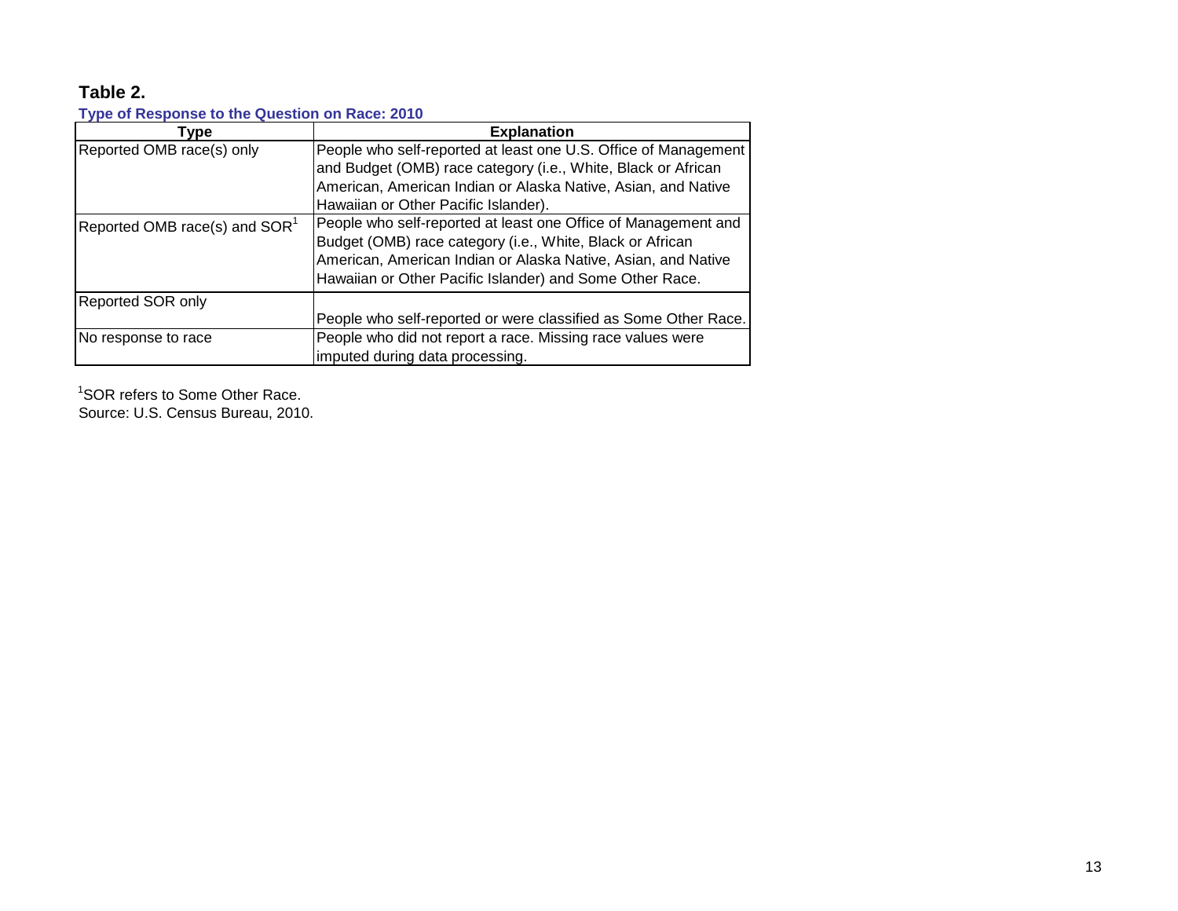**Table 2.**

**Type of Response to the Question on Race: 2010**

| Type | Explanation |
| --- | --- |
| Reported OMB race(s) only | People who self-reported at least one U.S. Office of Management and Budget (OMB) race category (i.e., White, Black or African American, American Indian or Alaska Native, Asian, and Native Hawaiian or Other Pacific Islander). |
| Reported OMB race(s) and SOR[1] | People who self-reported at least one Office of Management and Budget (OMB) race category (i.e., White, Black or African American, American Indian or Alaska Native, Asian, and Native Hawaiian or Other Pacific Islander) and Some Other Race. |
| Reported SOR only | People who self-reported or were classified as Some Other Race. |
| No response to race | People who did not report a race. Missing race values were imputed during data processing. |

[1]SOR refers to Some Other Race.
Source: U.S. Census Bureau, 2010.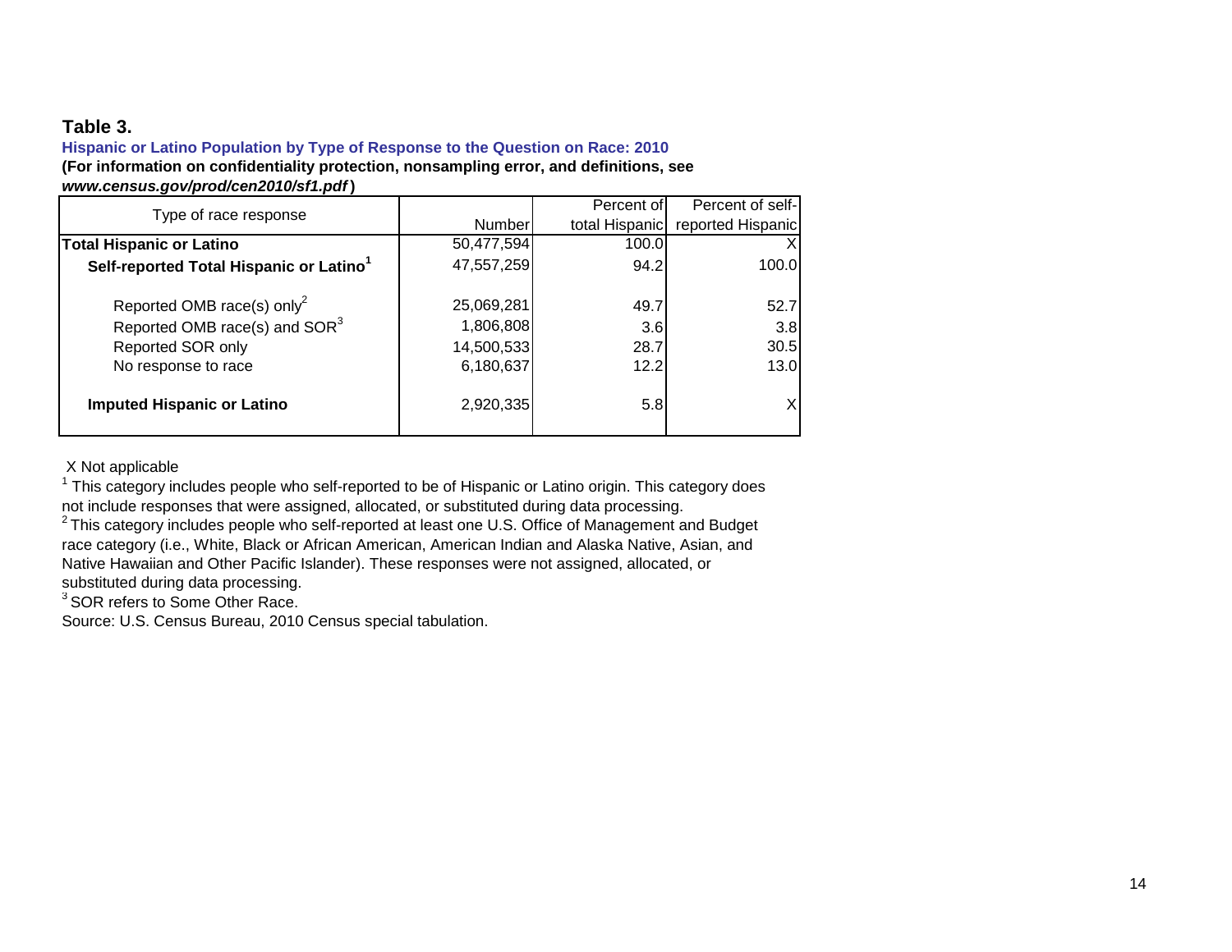## Table 3.

**Hispanic or Latino Population by Type of Response to the Question on Race: 2010**

**(For information on confidentiality protection, nonsampling error, and definitions, see *www.census.gov/prod/cen2010/sf1.pdf*)**

| Type of race response | Number | Percent of total Hispanic | Percent of self-reported Hispanic |
|---|---|---|---|
| **Total Hispanic or Latino** | 50,477,594 | 100.0 | X |
| **Self-reported Total Hispanic or Latino[1]** | 47,557,259 | 94.2 | 100.0 |
| Reported OMB race(s) only[2] | 25,069,281 | 49.7 | 52.7 |
| Reported OMB race(s) and SOR[3] | 1,806,808 | 3.6 | 3.8 |
| Reported SOR only | 14,500,533 | 28.7 | 30.5 |
| No response to race | 6,180,637 | 12.2 | 13.0 |
| **Imputed Hispanic or Latino** | 2,920,335 | 5.8 | X |

X Not applicable

[1] This category includes people who self-reported to be of Hispanic or Latino origin. This category does not include responses that were assigned, allocated, or substituted during data processing.

[2] This category includes people who self-reported at least one U.S. Office of Management and Budget race category (i.e., White, Black or African American, American Indian and Alaska Native, Asian, and Native Hawaiian and Other Pacific Islander). These responses were not assigned, allocated, or substituted during data processing.

[3] SOR refers to Some Other Race.

Source: U.S. Census Bureau, 2010 Census special tabulation.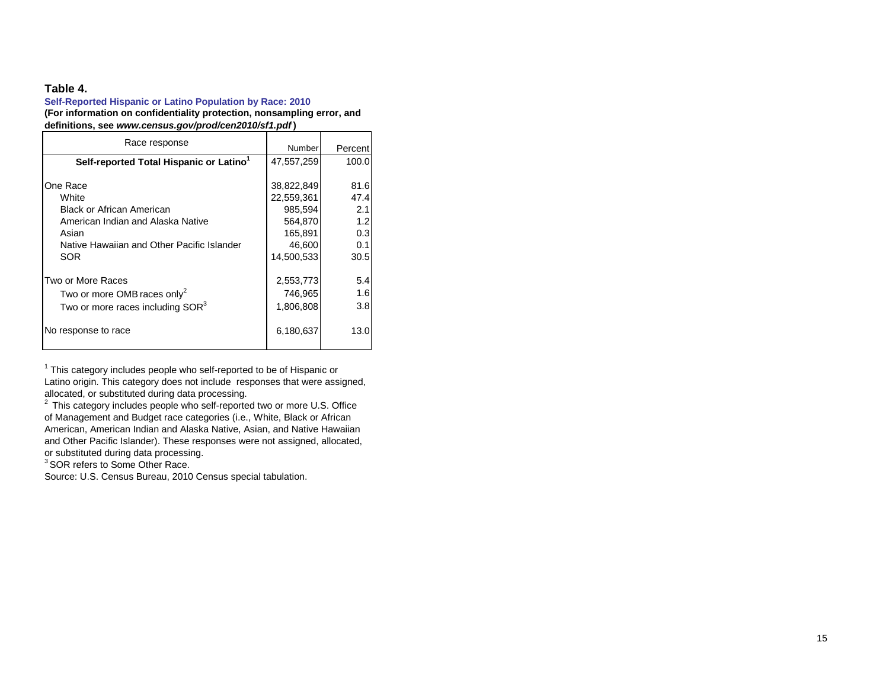**Table 4.**

**Self-Reported Hispanic or Latino Population by Race: 2010**

**(For information on confidentiality protection, nonsampling error, and definitions, see *www.census.gov/prod/cen2010/sf1.pdf* )**

| Race response | Number | Percent |
|---|---|---|
| **Self-reported Total Hispanic or Latino[1]** | 47,557,259 | 100.0 |
| One Race | 38,822,849 | 81.6 |
| White | 22,559,361 | 47.4 |
| Black or African American | 985,594 | 2.1 |
| American Indian and Alaska Native | 564,870 | 1.2 |
| Asian | 165,891 | 0.3 |
| Native Hawaiian and Other Pacific Islander | 46,600 | 0.1 |
| SOR | 14,500,533 | 30.5 |
| Two or More Races | 2,553,773 | 5.4 |
| Two or more OMB races only[2] | 746,965 | 1.6 |
| Two or more races including SOR[3] | 1,806,808 | 3.8 |
| No response to race | 6,180,637 | 13.0 |

[1] This category includes people who self-reported to be of Hispanic or Latino origin. This category does not include responses that were assigned, allocated, or substituted during data processing.

[2] This category includes people who self-reported two or more U.S. Office of Management and Budget race categories (i.e., White, Black or African American, American Indian and Alaska Native, Asian, and Native Hawaiian and Other Pacific Islander). These responses were not assigned, allocated, or substituted during data processing.

[3] SOR refers to Some Other Race.

Source: U.S. Census Bureau, 2010 Census special tabulation.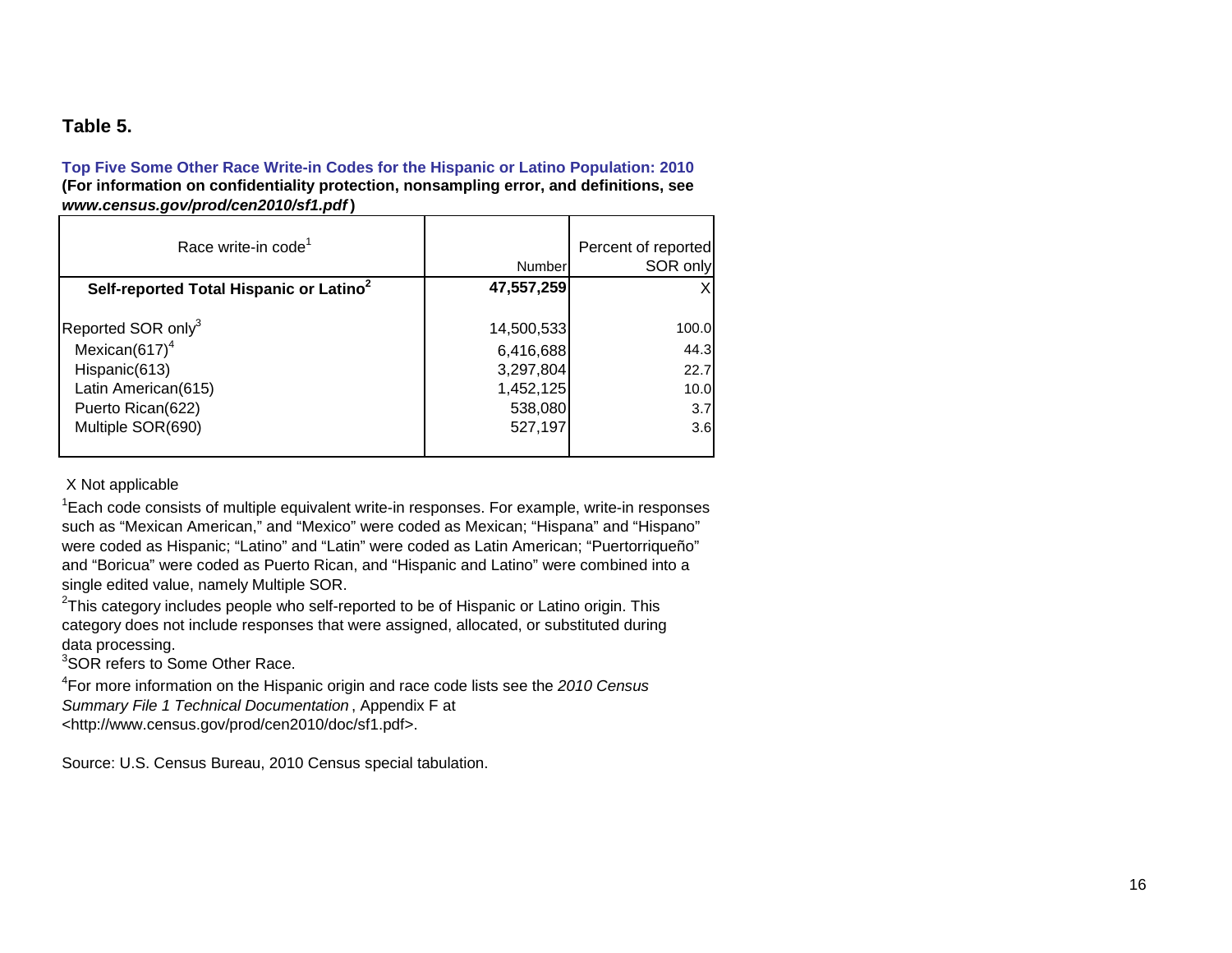## Table 5.

**Top Five Some Other Race Write-in Codes for the Hispanic or Latino Population: 2010**
**(For information on confidentiality protection, nonsampling error, and definitions, see *www.census.gov/prod/cen2010/sf1.pdf*)**

| Race write-in code[1] | Number | Percent of reported SOR only |
|---|---|---|
| **Self-reported Total Hispanic or Latino[2]** | **47,557,259** | X |
| Reported SOR only[3] | 14,500,533 | 100.0 |
| Mexican(617)[4] | 6,416,688 | 44.3 |
| Hispanic(613) | 3,297,804 | 22.7 |
| Latin American(615) | 1,452,125 | 10.0 |
| Puerto Rican(622) | 538,080 | 3.7 |
| Multiple SOR(690) | 527,197 | 3.6 |

X Not applicable

[1]Each code consists of multiple equivalent write-in responses. For example, write-in responses such as "Mexican American," and "Mexico" were coded as Mexican; "Hispana" and "Hispano" were coded as Hispanic; "Latino" and "Latin" were coded as Latin American; "Puertorriqueño" and "Boricua" were coded as Puerto Rican, and "Hispanic and Latino" were combined into a single edited value, namely Multiple SOR.

[2]This category includes people who self-reported to be of Hispanic or Latino origin. This category does not include responses that were assigned, allocated, or substituted during data processing.

[3]SOR refers to Some Other Race.

[4]For more information on the Hispanic origin and race code lists see the *2010 Census Summary File 1 Technical Documentation*, Appendix F at <http://www.census.gov/prod/cen2010/doc/sf1.pdf>.

Source: U.S. Census Bureau, 2010 Census special tabulation.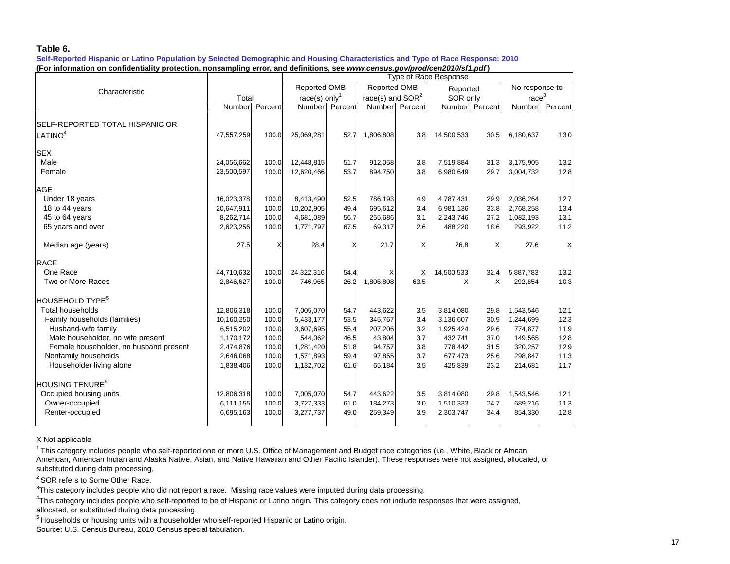**Table 6.**

**Self-Reported Hispanic or Latino Population by Selected Demographic and Housing Characteristics and Type of Race Response: 2010**

**(For information on confidentiality protection, nonsampling error, and definitions, see *www.census.gov/prod/cen2010/sf1.pdf*)**

| Characteristic | Total | | Type of Race Response | | | | | | | |
|---|---|---|---|---|---|---|---|---|---|---|
| | | | Reported OMB race(s) only[1] | | Reported OMB race(s) and SOR[2] | | Reported SOR only | | No response to race[3] | |
| | Number | Percent | Number | Percent | Number | Percent | Number | Percent | Number | Percent |
| SELF-REPORTED TOTAL HISPANIC OR LATINO[4] | 47,557,259 | 100.0 | 25,069,281 | 52.7 | 1,806,808 | 3.8 | 14,500,533 | 30.5 | 6,180,637 | 13.0 |
| **SEX** | | | | | | | | | | |
| Male | 24,056,662 | 100.0 | 12,448,815 | 51.7 | 912,058 | 3.8 | 7,519,884 | 31.3 | 3,175,905 | 13.2 |
| Female | 23,500,597 | 100.0 | 12,620,466 | 53.7 | 894,750 | 3.8 | 6,980,649 | 29.7 | 3,004,732 | 12.8 |
| **AGE** | | | | | | | | | | |
| Under 18 years | 16,023,378 | 100.0 | 8,413,490 | 52.5 | 786,193 | 4.9 | 4,787,431 | 29.9 | 2,036,264 | 12.7 |
| 18 to 44 years | 20,647,911 | 100.0 | 10,202,905 | 49.4 | 695,612 | 3.4 | 6,981,136 | 33.8 | 2,768,258 | 13.4 |
| 45 to 64 years | 8,262,714 | 100.0 | 4,681,089 | 56.7 | 255,686 | 3.1 | 2,243,746 | 27.2 | 1,082,193 | 13.1 |
| 65 years and over | 2,623,256 | 100.0 | 1,771,797 | 67.5 | 69,317 | 2.6 | 488,220 | 18.6 | 293,922 | 11.2 |
| Median age (years) | 27.5 | X | 28.4 | X | 21.7 | X | 26.8 | X | 27.6 | X |
| **RACE** | | | | | | | | | | |
| One Race | 44,710,632 | 100.0 | 24,322,316 | 54.4 | X | X | 14,500,533 | 32.4 | 5,887,783 | 13.2 |
| Two or More Races | 2,846,627 | 100.0 | 746,965 | 26.2 | 1,806,808 | 63.5 | X | X | 292,854 | 10.3 |
| **HOUSEHOLD TYPE[5]** | | | | | | | | | | |
| Total households | 12,806,318 | 100.0 | 7,005,070 | 54.7 | 443,622 | 3.5 | 3,814,080 | 29.8 | 1,543,546 | 12.1 |
| Family households (families) | 10,160,250 | 100.0 | 5,433,177 | 53.5 | 345,767 | 3.4 | 3,136,607 | 30.9 | 1,244,699 | 12.3 |
| Husband-wife family | 6,515,202 | 100.0 | 3,607,695 | 55.4 | 207,206 | 3.2 | 1,925,424 | 29.6 | 774,877 | 11.9 |
| Male householder, no wife present | 1,170,172 | 100.0 | 544,062 | 46.5 | 43,804 | 3.7 | 432,741 | 37.0 | 149,565 | 12.8 |
| Female householder, no husband present | 2,474,876 | 100.0 | 1,281,420 | 51.8 | 94,757 | 3.8 | 778,442 | 31.5 | 320,257 | 12.9 |
| Nonfamily households | 2,646,068 | 100.0 | 1,571,893 | 59.4 | 97,855 | 3.7 | 677,473 | 25.6 | 298,847 | 11.3 |
| Householder living alone | 1,838,406 | 100.0 | 1,132,702 | 61.6 | 65,184 | 3.5 | 425,839 | 23.2 | 214,681 | 11.7 |
| **HOUSING TENURE[5]** | | | | | | | | | | |
| Occupied housing units | 12,806,318 | 100.0 | 7,005,070 | 54.7 | 443,622 | 3.5 | 3,814,080 | 29.8 | 1,543,546 | 12.1 |
| Owner-occupied | 6,111,155 | 100.0 | 3,727,333 | 61.0 | 184,273 | 3.0 | 1,510,333 | 24.7 | 689,216 | 11.3 |
| Renter-occupied | 6,695,163 | 100.0 | 3,277,737 | 49.0 | 259,349 | 3.9 | 2,303,747 | 34.4 | 854,330 | 12.8 |

X Not applicable

[1] This category includes people who self-reported one or more U.S. Office of Management and Budget race categories (i.e., White, Black or African American, American Indian and Alaska Native, Asian, and Native Hawaiian and Other Pacific Islander). These responses were not assigned, allocated, or substituted during data processing.

[2] SOR refers to Some Other Race.

[3] This category includes people who did not report a race. Missing race values were imputed during data processing.

[4] This category includes people who self-reported to be of Hispanic or Latino origin. This category does not include responses that were assigned, allocated, or substituted during data processing.

[5] Households or housing units with a householder who self-reported Hispanic or Latino origin.

Source: U.S. Census Bureau, 2010 Census special tabulation.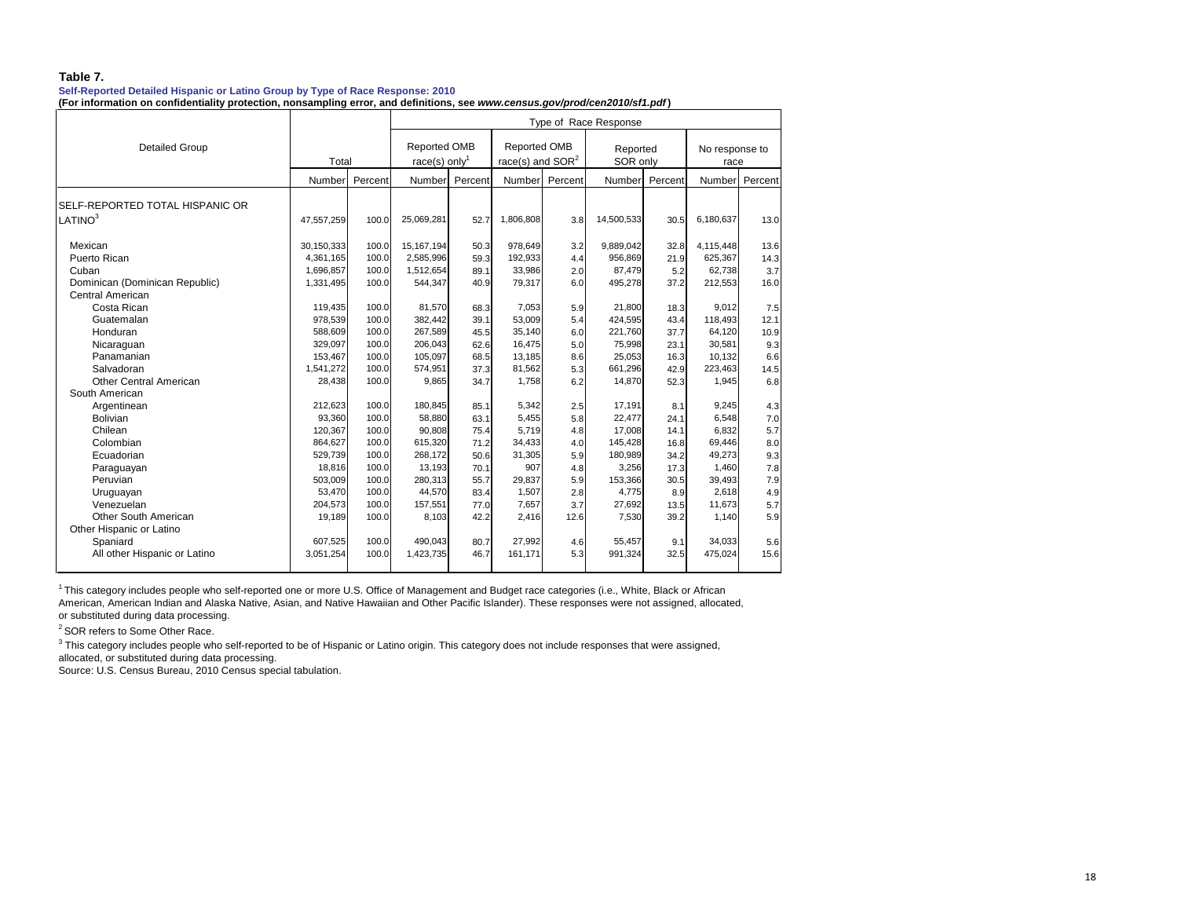**Table 7.**

**Self-Reported Detailed Hispanic or Latino Group by Type of Race Response: 2010**

**(For information on confidentiality protection, nonsampling error, and definitions, see *www.census.gov/prod/cen2010/sf1.pdf*)**

| Detailed Group | Total | | Type of Race Response | | | | | | | |
|---|---|---|---|---|---|---|---|---|---|---|
| | | | Reported OMB race(s) only[1] | | Reported OMB race(s) and SOR[2] | | Reported SOR only | | No response to race | |
| | Number | Percent | Number | Percent | Number | Percent | Number | Percent | Number | Percent |
| SELF-REPORTED TOTAL HISPANIC OR LATINO[3] | 47,557,259 | 100.0 | 25,069,281 | 52.7 | 1,806,808 | 3.8 | 14,500,533 | 30.5 | 6,180,637 | 13.0 |
| Mexican | 30,150,333 | 100.0 | 15,167,194 | 50.3 | 978,649 | 3.2 | 9,889,042 | 32.8 | 4,115,448 | 13.6 |
| Puerto Rican | 4,361,165 | 100.0 | 2,585,996 | 59.3 | 192,933 | 4.4 | 956,869 | 21.9 | 625,367 | 14.3 |
| Cuban | 1,696,857 | 100.0 | 1,512,654 | 89.1 | 33,986 | 2.0 | 87,479 | 5.2 | 62,738 | 3.7 |
| Dominican (Dominican Republic) | 1,331,495 | 100.0 | 544,347 | 40.9 | 79,317 | 6.0 | 495,278 | 37.2 | 212,553 | 16.0 |
| Central American | | | | | | | | | | |
| Costa Rican | 119,435 | 100.0 | 81,570 | 68.3 | 7,053 | 5.9 | 21,800 | 18.3 | 9,012 | 7.5 |
| Guatemalan | 978,539 | 100.0 | 382,442 | 39.1 | 53,009 | 5.4 | 424,595 | 43.4 | 118,493 | 12.1 |
| Honduran | 588,609 | 100.0 | 267,589 | 45.5 | 35,140 | 6.0 | 221,760 | 37.7 | 64,120 | 10.9 |
| Nicaraguan | 329,097 | 100.0 | 206,043 | 62.6 | 16,475 | 5.0 | 75,998 | 23.1 | 30,581 | 9.3 |
| Panamanian | 153,467 | 100.0 | 105,097 | 68.5 | 13,185 | 8.6 | 25,053 | 16.3 | 10,132 | 6.6 |
| Salvadoran | 1,541,272 | 100.0 | 574,951 | 37.3 | 81,562 | 5.3 | 661,296 | 42.9 | 223,463 | 14.5 |
| Other Central American | 28,438 | 100.0 | 9,865 | 34.7 | 1,758 | 6.2 | 14,870 | 52.3 | 1,945 | 6.8 |
| South American | | | | | | | | | | |
| Argentinean | 212,623 | 100.0 | 180,845 | 85.1 | 5,342 | 2.5 | 17,191 | 8.1 | 9,245 | 4.3 |
| Bolivian | 93,360 | 100.0 | 58,880 | 63.1 | 5,455 | 5.8 | 22,477 | 24.1 | 6,548 | 7.0 |
| Chilean | 120,367 | 100.0 | 90,808 | 75.4 | 5,719 | 4.8 | 17,008 | 14.1 | 6,832 | 5.7 |
| Colombian | 864,627 | 100.0 | 615,320 | 71.2 | 34,433 | 4.0 | 145,428 | 16.8 | 69,446 | 8.0 |
| Ecuadorian | 529,739 | 100.0 | 268,172 | 50.6 | 31,305 | 5.9 | 180,989 | 34.2 | 49,273 | 9.3 |
| Paraguayan | 18,816 | 100.0 | 13,193 | 70.1 | 907 | 4.8 | 3,256 | 17.3 | 1,460 | 7.8 |
| Peruvian | 503,009 | 100.0 | 280,313 | 55.7 | 29,837 | 5.9 | 153,366 | 30.5 | 39,493 | 7.9 |
| Uruguayan | 53,470 | 100.0 | 44,570 | 83.4 | 1,507 | 2.8 | 4,775 | 8.9 | 2,618 | 4.9 |
| Venezuelan | 204,573 | 100.0 | 157,551 | 77.0 | 7,657 | 3.7 | 27,692 | 13.5 | 11,673 | 5.7 |
| Other South American | 19,189 | 100.0 | 8,103 | 42.2 | 2,416 | 12.6 | 7,530 | 39.2 | 1,140 | 5.9 |
| Other Hispanic or Latino | | | | | | | | | | |
| Spaniard | 607,525 | 100.0 | 490,043 | 80.7 | 27,992 | 4.6 | 55,457 | 9.1 | 34,033 | 5.6 |
| All other Hispanic or Latino | 3,051,254 | 100.0 | 1,423,735 | 46.7 | 161,171 | 5.3 | 991,324 | 32.5 | 475,024 | 15.6 |

[1] This category includes people who self-reported one or more U.S. Office of Management and Budget race categories (i.e., White, Black or African American, American Indian and Alaska Native, Asian, and Native Hawaiian and Other Pacific Islander). These responses were not assigned, allocated, or substituted during data processing.

[2] SOR refers to Some Other Race.

[3] This category includes people who self-reported to be of Hispanic or Latino origin. This category does not include responses that were assigned, allocated, or substituted during data processing.

Source: U.S. Census Bureau, 2010 Census special tabulation.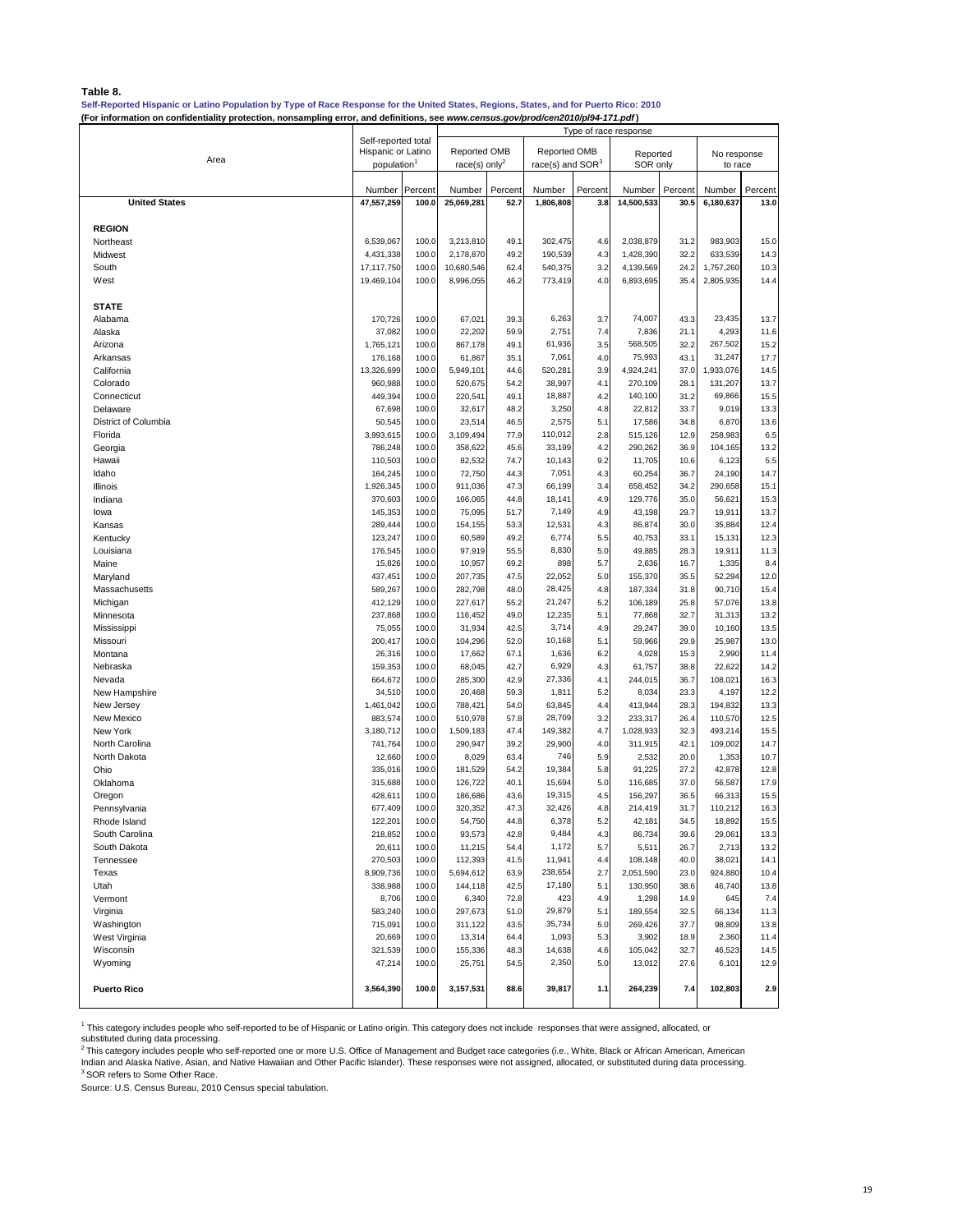**Table 8.**

**Self-Reported Hispanic or Latino Population by Type of Race Response for the United States, Regions, States, and for Puerto Rico: 2010**

**(For information on confidentiality protection, nonsampling error, and definitions, see *www.census.gov/prod/cen2010/pl94-171.pdf*)**

| Area | Self-reported total Hispanic or Latino population[1] | | Type of race response | | | | | | | |
|---|---|---|---|---|---|---|---|---|---|---|
| | | | Reported OMB race(s) only[2] | | Reported OMB race(s) and SOR[3] | | Reported SOR only | | No response to race | |
| | Number | Percent | Number | Percent | Number | Percent | Number | Percent | Number | Percent |
| **United States** | **47,557,259** | **100.0** | **25,069,281** | **52.7** | **1,806,808** | **3.8** | **14,500,533** | **30.5** | **6,180,637** | **13.0** |
| **REGION** | | | | | | | | | | |
| Northeast | 6,539,067 | 100.0 | 3,213,810 | 49.1 | 302,475 | 4.6 | 2,038,879 | 31.2 | 983,903 | 15.0 |
| Midwest | 4,431,338 | 100.0 | 2,178,870 | 49.2 | 190,539 | 4.3 | 1,428,390 | 32.2 | 633,539 | 14.3 |
| South | 17,117,750 | 100.0 | 10,680,546 | 62.4 | 540,375 | 3.2 | 4,139,569 | 24.2 | 1,757,260 | 10.3 |
| West | 19,469,104 | 100.0 | 8,996,055 | 46.2 | 773,419 | 4.0 | 6,893,695 | 35.4 | 2,805,935 | 14.4 |
| **STATE** | | | | | | | | | | |
| Alabama | 170,726 | 100.0 | 67,021 | 39.3 | 6,263 | 3.7 | 74,007 | 43.3 | 23,435 | 13.7 |
| Alaska | 37,082 | 100.0 | 22,202 | 59.9 | 2,751 | 7.4 | 7,836 | 21.1 | 4,293 | 11.6 |
| Arizona | 1,765,121 | 100.0 | 867,178 | 49.1 | 61,936 | 3.5 | 568,505 | 32.2 | 267,502 | 15.2 |
| Arkansas | 176,168 | 100.0 | 61,867 | 35.1 | 7,061 | 4.0 | 75,993 | 43.1 | 31,247 | 17.7 |
| California | 13,326,699 | 100.0 | 5,949,101 | 44.6 | 520,281 | 3.9 | 4,924,241 | 37.0 | 1,933,076 | 14.5 |
| Colorado | 960,988 | 100.0 | 520,675 | 54.2 | 38,997 | 4.1 | 270,109 | 28.1 | 131,207 | 13.7 |
| Connecticut | 449,394 | 100.0 | 220,541 | 49.1 | 18,887 | 4.2 | 140,100 | 31.2 | 69,866 | 15.5 |
| Delaware | 67,698 | 100.0 | 32,617 | 48.2 | 3,250 | 4.8 | 22,812 | 33.7 | 9,019 | 13.3 |
| District of Columbia | 50,545 | 100.0 | 23,514 | 46.5 | 2,575 | 5.1 | 17,586 | 34.8 | 6,870 | 13.6 |
| Florida | 3,993,615 | 100.0 | 3,109,494 | 77.9 | 110,012 | 2.8 | 515,126 | 12.9 | 258,983 | 6.5 |
| Georgia | 786,248 | 100.0 | 358,622 | 45.6 | 33,199 | 4.2 | 290,262 | 36.9 | 104,165 | 13.2 |
| Hawaii | 110,503 | 100.0 | 82,532 | 74.7 | 10,143 | 9.2 | 11,705 | 10.6 | 6,123 | 5.5 |
| Idaho | 164,245 | 100.0 | 72,750 | 44.3 | 7,051 | 4.3 | 60,254 | 36.7 | 24,190 | 14.7 |
| Illinois | 1,926,345 | 100.0 | 911,036 | 47.3 | 66,199 | 3.4 | 658,452 | 34.2 | 290,658 | 15.1 |
| Indiana | 370,603 | 100.0 | 166,065 | 44.8 | 18,141 | 4.9 | 129,776 | 35.0 | 56,621 | 15.3 |
| Iowa | 145,353 | 100.0 | 75,095 | 51.7 | 7,149 | 4.9 | 43,198 | 29.7 | 19,911 | 13.7 |
| Kansas | 289,444 | 100.0 | 154,155 | 53.3 | 12,531 | 4.3 | 86,874 | 30.0 | 35,884 | 12.4 |
| Kentucky | 123,247 | 100.0 | 60,589 | 49.2 | 6,774 | 5.5 | 40,753 | 33.1 | 15,131 | 12.3 |
| Louisiana | 176,545 | 100.0 | 97,919 | 55.5 | 8,830 | 5.0 | 49,885 | 28.3 | 19,911 | 11.3 |
| Maine | 15,826 | 100.0 | 10,957 | 69.2 | 898 | 5.7 | 2,636 | 16.7 | 1,335 | 8.4 |
| Maryland | 437,451 | 100.0 | 207,735 | 47.5 | 22,052 | 5.0 | 155,370 | 35.5 | 52,294 | 12.0 |
| Massachusetts | 589,267 | 100.0 | 282,798 | 48.0 | 28,425 | 4.8 | 187,334 | 31.8 | 90,710 | 15.4 |
| Michigan | 412,129 | 100.0 | 227,617 | 55.2 | 21,247 | 5.2 | 106,189 | 25.8 | 57,076 | 13.8 |
| Minnesota | 237,868 | 100.0 | 116,452 | 49.0 | 12,235 | 5.1 | 77,868 | 32.7 | 31,313 | 13.2 |
| Mississippi | 75,055 | 100.0 | 31,934 | 42.5 | 3,714 | 4.9 | 29,247 | 39.0 | 10,160 | 13.5 |
| Missouri | 200,417 | 100.0 | 104,296 | 52.0 | 10,168 | 5.1 | 59,966 | 29.9 | 25,987 | 13.0 |
| Montana | 26,316 | 100.0 | 17,662 | 67.1 | 1,636 | 6.2 | 4,028 | 15.3 | 2,990 | 11.4 |
| Nebraska | 159,353 | 100.0 | 68,045 | 42.7 | 6,929 | 4.3 | 61,757 | 38.8 | 22,622 | 14.2 |
| Nevada | 664,672 | 100.0 | 285,300 | 42.9 | 27,336 | 4.1 | 244,015 | 36.7 | 108,021 | 16.3 |
| New Hampshire | 34,510 | 100.0 | 20,468 | 59.3 | 1,811 | 5.2 | 8,034 | 23.3 | 4,197 | 12.2 |
| New Jersey | 1,461,042 | 100.0 | 788,421 | 54.0 | 63,845 | 4.4 | 413,944 | 28.3 | 194,832 | 13.3 |
| New Mexico | 883,574 | 100.0 | 510,978 | 57.8 | 28,709 | 3.2 | 233,317 | 26.4 | 110,570 | 12.5 |
| New York | 3,180,712 | 100.0 | 1,509,183 | 47.4 | 149,382 | 4.7 | 1,028,933 | 32.3 | 493,214 | 15.5 |
| North Carolina | 741,764 | 100.0 | 290,947 | 39.2 | 29,900 | 4.0 | 311,915 | 42.1 | 109,002 | 14.7 |
| North Dakota | 12,660 | 100.0 | 8,029 | 63.4 | 746 | 5.9 | 2,532 | 20.0 | 1,353 | 10.7 |
| Ohio | 335,016 | 100.0 | 181,529 | 54.2 | 19,384 | 5.8 | 91,225 | 27.2 | 42,878 | 12.8 |
| Oklahoma | 315,688 | 100.0 | 126,722 | 40.1 | 15,694 | 5.0 | 116,685 | 37.0 | 56,587 | 17.9 |
| Oregon | 428,611 | 100.0 | 186,686 | 43.6 | 19,315 | 4.5 | 156,297 | 36.5 | 66,313 | 15.5 |
| Pennsylvania | 677,409 | 100.0 | 320,352 | 47.3 | 32,426 | 4.8 | 214,419 | 31.7 | 110,212 | 16.3 |
| Rhode Island | 122,201 | 100.0 | 54,750 | 44.8 | 6,378 | 5.2 | 42,181 | 34.5 | 18,892 | 15.5 |
| South Carolina | 218,852 | 100.0 | 93,573 | 42.8 | 9,484 | 4.3 | 86,734 | 39.6 | 29,061 | 13.3 |
| South Dakota | 20,611 | 100.0 | 11,215 | 54.4 | 1,172 | 5.7 | 5,511 | 26.7 | 2,713 | 13.2 |
| Tennessee | 270,503 | 100.0 | 112,393 | 41.5 | 11,941 | 4.4 | 108,148 | 40.0 | 38,021 | 14.1 |
| Texas | 8,909,736 | 100.0 | 5,694,612 | 63.9 | 238,654 | 2.7 | 2,051,590 | 23.0 | 924,880 | 10.4 |
| Utah | 338,988 | 100.0 | 144,118 | 42.5 | 17,180 | 5.1 | 130,950 | 38.6 | 46,740 | 13.8 |
| Vermont | 8,706 | 100.0 | 6,340 | 72.8 | 423 | 4.9 | 1,298 | 14.9 | 645 | 7.4 |
| Virginia | 583,240 | 100.0 | 297,673 | 51.0 | 29,879 | 5.1 | 189,554 | 32.5 | 66,134 | 11.3 |
| Washington | 715,091 | 100.0 | 311,122 | 43.5 | 35,734 | 5.0 | 269,426 | 37.7 | 98,809 | 13.8 |
| West Virginia | 20,669 | 100.0 | 13,314 | 64.4 | 1,093 | 5.3 | 3,902 | 18.9 | 2,360 | 11.4 |
| Wisconsin | 321,539 | 100.0 | 155,336 | 48.3 | 14,638 | 4.6 | 105,042 | 32.7 | 46,523 | 14.5 |
| Wyoming | 47,214 | 100.0 | 25,751 | 54.5 | 2,350 | 5.0 | 13,012 | 27.6 | 6,101 | 12.9 |
| **Puerto Rico** | **3,564,390** | **100.0** | **3,157,531** | **88.6** | **39,817** | **1.1** | **264,239** | **7.4** | **102,803** | **2.9** |

[1] This category includes people who self-reported to be of Hispanic or Latino origin. This category does not include responses that were assigned, allocated, or substituted during data processing.

[2] This category includes people who self-reported one or more U.S. Office of Management and Budget race categories (i.e., White, Black or African American, American Indian and Alaska Native, Asian, and Native Hawaiian and Other Pacific Islander). These responses were not assigned, allocated, or substituted during data processing.

[3] SOR refers to Some Other Race.

Source: U.S. Census Bureau, 2010 Census special tabulation.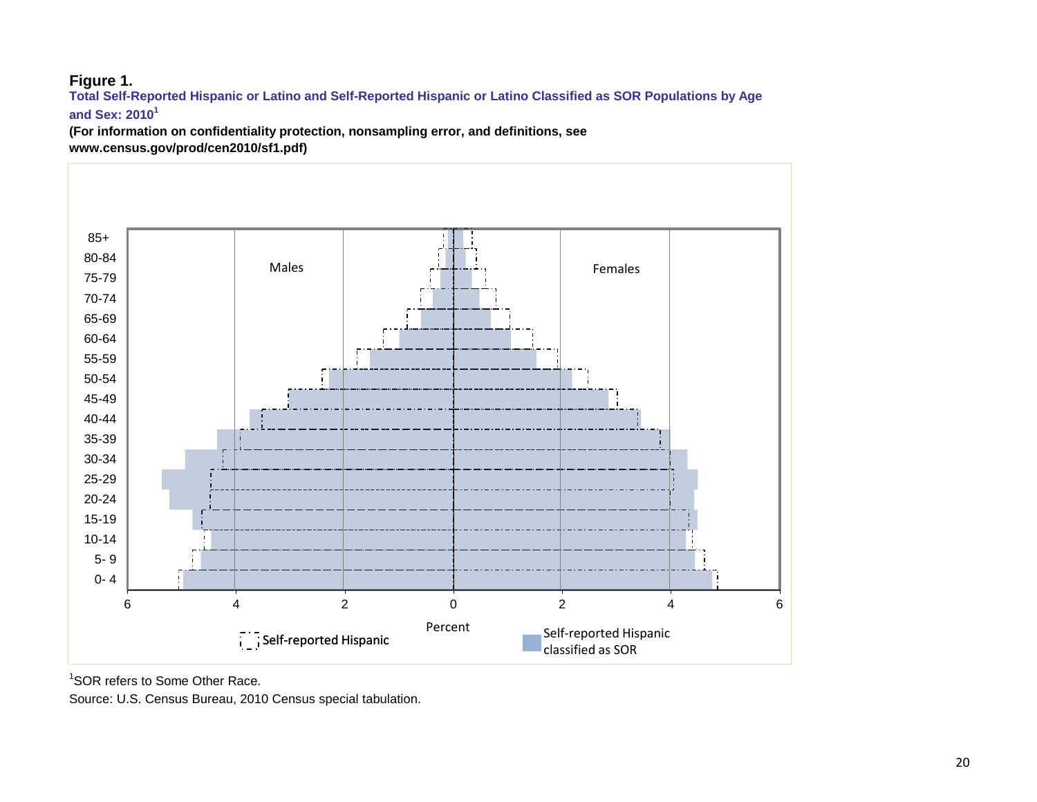**Figure 1.**

**Total Self-Reported Hispanic or Latino and Self-Reported Hispanic or Latino Classified as SOR Populations by Age and Sex: 2010[1]**

**(For information on confidentiality protection, nonsampling error, and definitions, see www.census.gov/prod/cen2010/sf1.pdf)**

85+
80-84
75-79
70-74
65-69
60-64
55-59
50-54
45-49
40-44
35-39
30-34
25-29
20-24
15-19
10-14
5- 9
0- 4

Males

Females

6 4 2 0 2 4 6

Percent

Self-reported Hispanic

Self-reported Hispanic classified as SOR

[1]SOR refers to Some Other Race.

Source: U.S. Census Bureau, 2010 Census special tabulation.